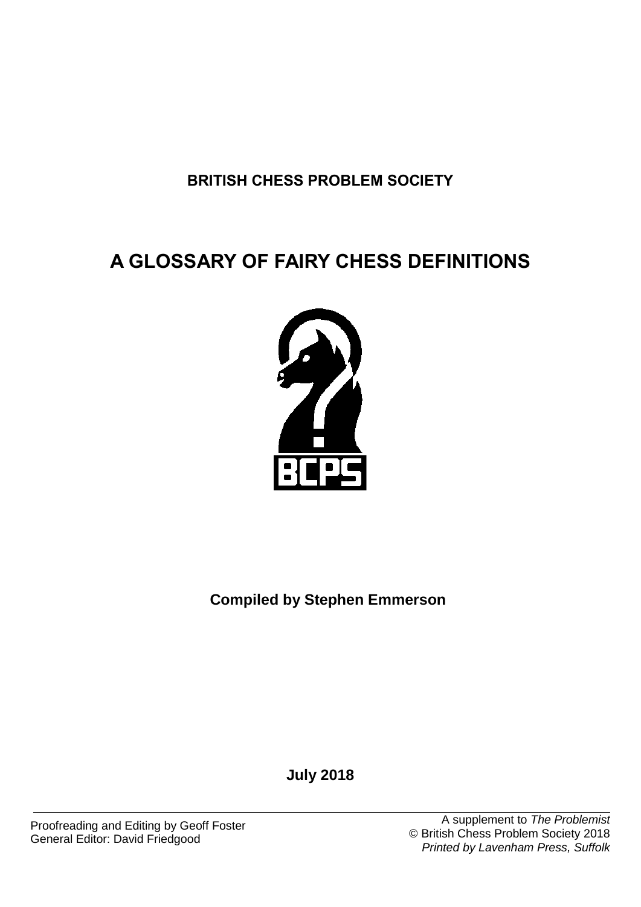**BRITISH CHESS PROBLEM SOCIETY**

# A GLOSSARY OF FAIRY CHESS DEFINITIONS

**Compiled by Stephen Emmerson**

**July 2018**

Proofreading and Editing by Geoff Foster
General Editor: David Friedgood

A supplement to *The Problemist*
© British Chess Problem Society 2018
*Printed by Lavenham Press, Suffolk*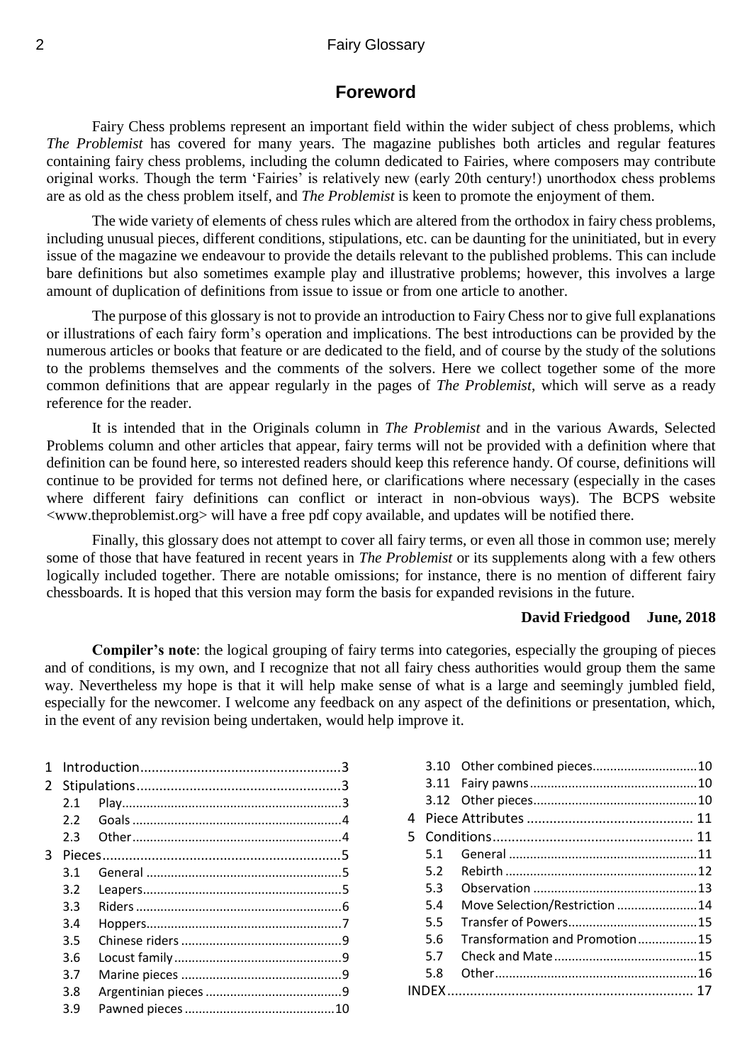## Foreword

Fairy Chess problems represent an important field within the wider subject of chess problems, which *The Problemist* has covered for many years. The magazine publishes both articles and regular features containing fairy chess problems, including the column dedicated to Fairies, where composers may contribute original works. Though the term 'Fairies' is relatively new (early 20th century!) unorthodox chess problems are as old as the chess problem itself, and *The Problemist* is keen to promote the enjoyment of them.

The wide variety of elements of chess rules which are altered from the orthodox in fairy chess problems, including unusual pieces, different conditions, stipulations, etc. can be daunting for the uninitiated, but in every issue of the magazine we endeavour to provide the details relevant to the published problems. This can include bare definitions but also sometimes example play and illustrative problems; however, this involves a large amount of duplication of definitions from issue to issue or from one article to another.

The purpose of this glossary is not to provide an introduction to Fairy Chess nor to give full explanations or illustrations of each fairy form's operation and implications. The best introductions can be provided by the numerous articles or books that feature or are dedicated to the field, and of course by the study of the solutions to the problems themselves and the comments of the solvers. Here we collect together some of the more common definitions that are appear regularly in the pages of *The Problemist*, which will serve as a ready reference for the reader.

It is intended that in the Originals column in *The Problemist* and in the various Awards, Selected Problems column and other articles that appear, fairy terms will not be provided with a definition where that definition can be found here, so interested readers should keep this reference handy. Of course, definitions will continue to be provided for terms not defined here, or clarifications where necessary (especially in the cases where different fairy definitions can conflict or interact in non-obvious ways). The BCPS website <www.theproblemist.org> will have a free pdf copy available, and updates will be notified there.

Finally, this glossary does not attempt to cover all fairy terms, or even all those in common use; merely some of those that have featured in recent years in *The Problemist* or its supplements along with a few others logically included together. There are notable omissions; for instance, there is no mention of different fairy chessboards. It is hoped that this version may form the basis for expanded revisions in the future.

**David Friedgood June, 2018**

**Compiler's note**: the logical grouping of fairy terms into categories, especially the grouping of pieces and of conditions, is my own, and I recognize that not all fairy chess authorities would group them the same way. Nevertheless my hope is that it will help make sense of what is a large and seemingly jumbled field, especially for the newcomer. I welcome any feedback on any aspect of the definitions or presentation, which, in the event of any revision being undertaken, would help improve it.

- 1 Introduction ..... 3
- 2 Stipulations ..... 3
  - 2.1 Play ..... 3
  - 2.2 Goals ..... 4
  - 2.3 Other ..... 4
- 3 Pieces ..... 5
  - 3.1 General ..... 5
  - 3.2 Leapers ..... 5
  - 3.3 Riders ..... 6
  - 3.4 Hoppers ..... 7
  - 3.5 Chinese riders ..... 9
  - 3.6 Locust family ..... 9
  - 3.7 Marine pieces ..... 9
  - 3.8 Argentinian pieces ..... 9
  - 3.9 Pawned pieces ..... 10
  - 3.10 Other combined pieces ..... 10
  - 3.11 Fairy pawns ..... 10
  - 3.12 Other pieces ..... 10
- 4 Piece Attributes ..... 11
- 5 Conditions ..... 11
  - 5.1 General ..... 11
  - 5.2 Rebirth ..... 12
  - 5.3 Observation ..... 13
  - 5.4 Move Selection/Restriction ..... 14
  - 5.5 Transfer of Powers ..... 15
  - 5.6 Transformation and Promotion ..... 15
  - 5.7 Check and Mate ..... 15
  - 5.8 Other ..... 16
- INDEX ..... 17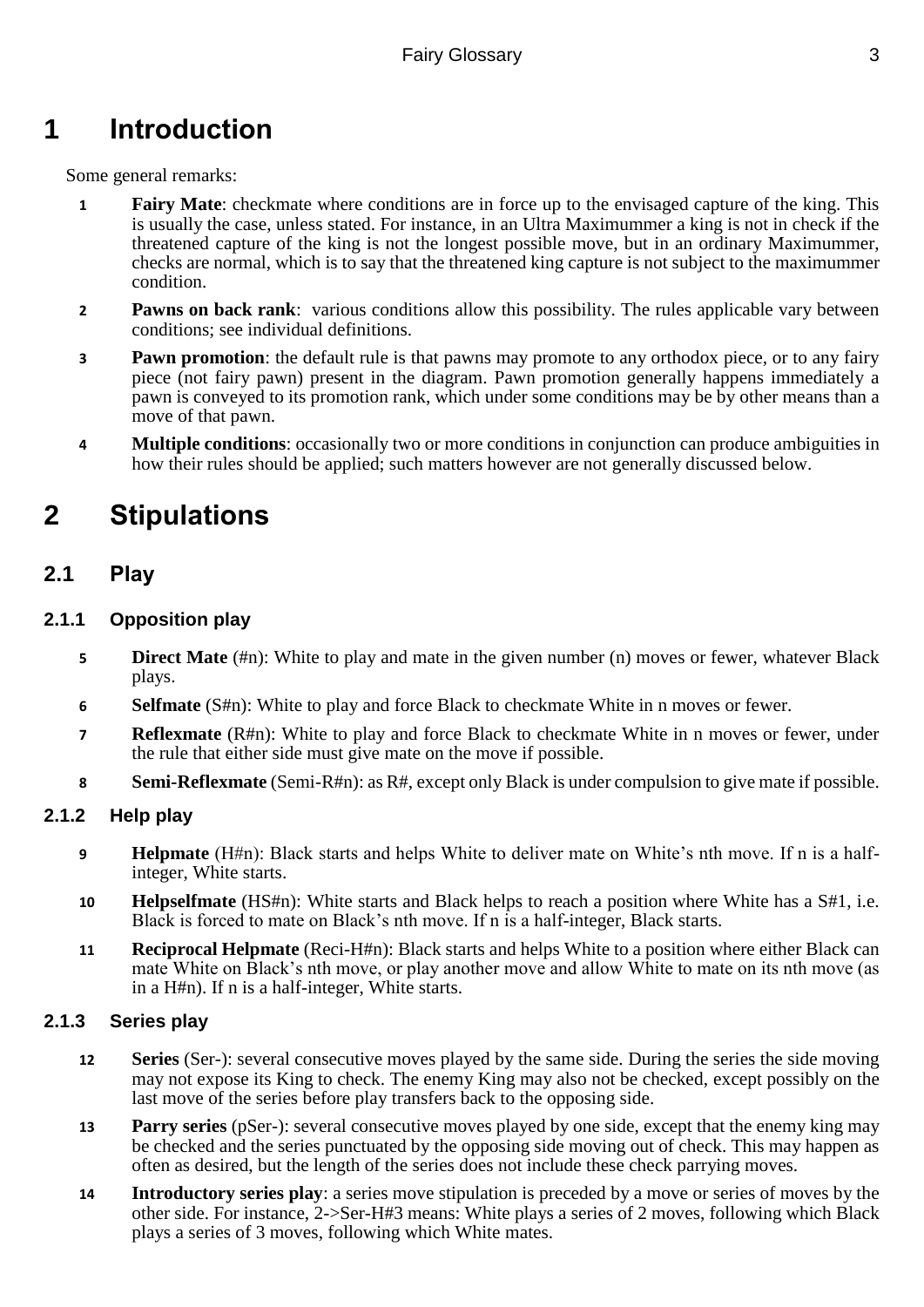# 1 Introduction

Some general remarks:

1. **Fairy Mate**: checkmate where conditions are in force up to the envisaged capture of the king. This is usually the case, unless stated. For instance, in an Ultra Maximummer a king is not in check if the threatened capture of the king is not the longest possible move, but in an ordinary Maximummer, checks are normal, which is to say that the threatened king capture is not subject to the maximummer condition.
2. **Pawns on back rank**: various conditions allow this possibility. The rules applicable vary between conditions; see individual definitions.
3. **Pawn promotion**: the default rule is that pawns may promote to any orthodox piece, or to any fairy piece (not fairy pawn) present in the diagram. Pawn promotion generally happens immediately a pawn is conveyed to its promotion rank, which under some conditions may be by other means than a move of that pawn.
4. **Multiple conditions**: occasionally two or more conditions in conjunction can produce ambiguities in how their rules should be applied; such matters however are not generally discussed below.

# 2 Stipulations

## 2.1 Play

### 2.1.1 Opposition play

5. **Direct Mate** (#n): White to play and mate in the given number (n) moves or fewer, whatever Black plays.
6. **Selfmate** (S#n): White to play and force Black to checkmate White in n moves or fewer.
7. **Reflexmate** (R#n): White to play and force Black to checkmate White in n moves or fewer, under the rule that either side must give mate on the move if possible.
8. **Semi-Reflexmate** (Semi-R#n): as R#, except only Black is under compulsion to give mate if possible.

### 2.1.2 Help play

9. **Helpmate** (H#n): Black starts and helps White to deliver mate on White's nth move. If n is a half-integer, White starts.
10. **Helpselfmate** (HS#n): White starts and Black helps to reach a position where White has a S#1, i.e. Black is forced to mate on Black's nth move. If n is a half-integer, Black starts.
11. **Reciprocal Helpmate** (Reci-H#n): Black starts and helps White to a position where either Black can mate White on Black's nth move, or play another move and allow White to mate on its nth move (as in a H#n). If n is a half-integer, White starts.

### 2.1.3 Series play

12. **Series** (Ser-): several consecutive moves played by the same side. During the series the side moving may not expose its King to check. The enemy King may also not be checked, except possibly on the last move of the series before play transfers back to the opposing side.
13. **Parry series** (pSer-): several consecutive moves played by one side, except that the enemy king may be checked and the series punctuated by the opposing side moving out of check. This may happen as often as desired, but the length of the series does not include these check parrying moves.
14. **Introductory series play**: a series move stipulation is preceded by a move or series of moves by the other side. For instance, 2->Ser-H#3 means: White plays a series of 2 moves, following which Black plays a series of 3 moves, following which White mates.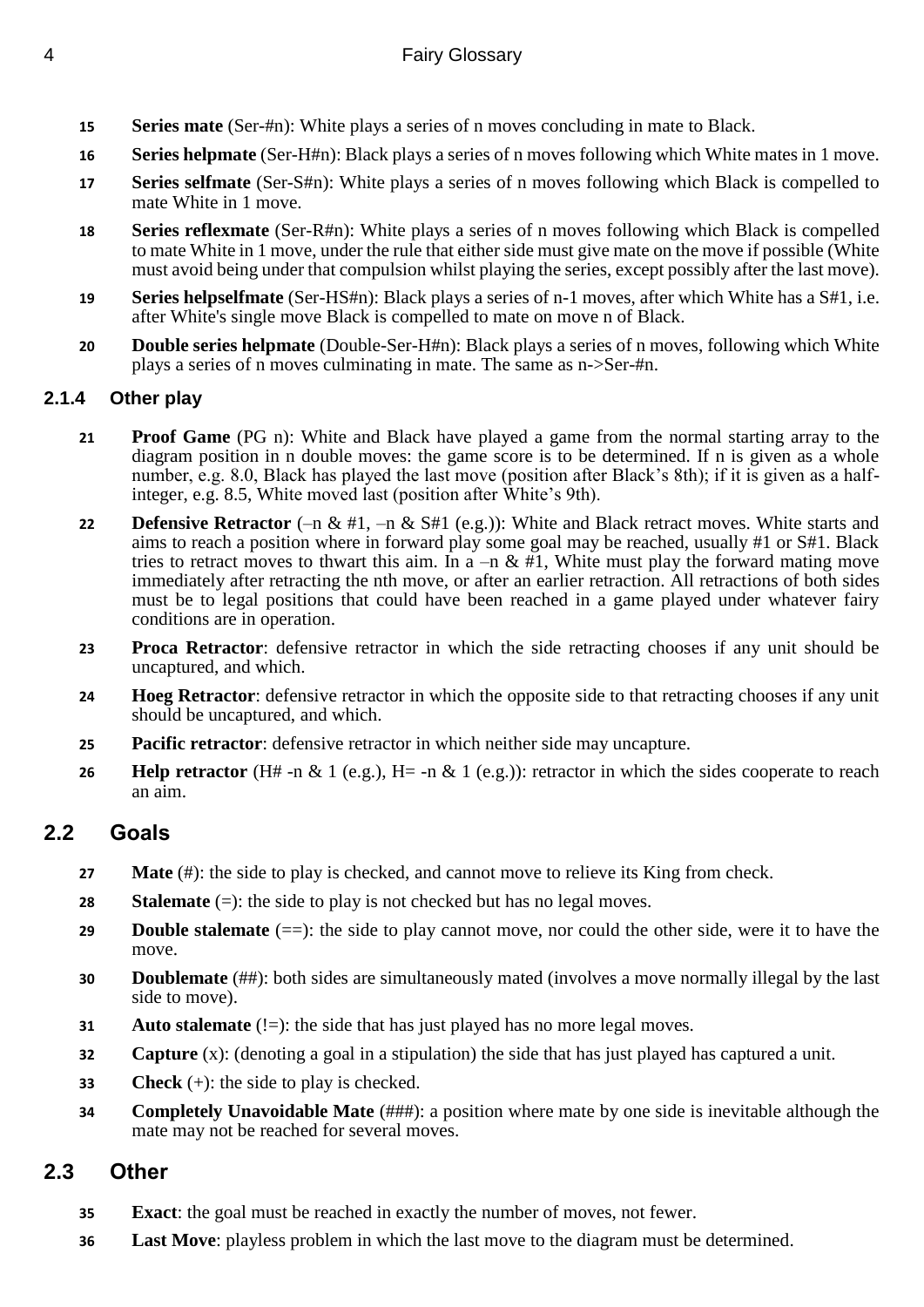15 **Series mate** (Ser-#n): White plays a series of n moves concluding in mate to Black.

16 **Series helpmate** (Ser-H#n): Black plays a series of n moves following which White mates in 1 move.

17 **Series selfmate** (Ser-S#n): White plays a series of n moves following which Black is compelled to mate White in 1 move.

18 **Series reflexmate** (Ser-R#n): White plays a series of n moves following which Black is compelled to mate White in 1 move, under the rule that either side must give mate on the move if possible (White must avoid being under that compulsion whilst playing the series, except possibly after the last move).

19 **Series helpselfmate** (Ser-HS#n): Black plays a series of n-1 moves, after which White has a S#1, i.e. after White's single move Black is compelled to mate on move n of Black.

20 **Double series helpmate** (Double-Ser-H#n): Black plays a series of n moves, following which White plays a series of n moves culminating in mate. The same as n->Ser-#n.

### 2.1.4 Other play

21 **Proof Game** (PG n): White and Black have played a game from the normal starting array to the diagram position in n double moves: the game score is to be determined. If n is given as a whole number, e.g. 8.0, Black has played the last move (position after Black's 8th); if it is given as a half-integer, e.g. 8.5, White moved last (position after White's 9th).

22 **Defensive Retractor** (–n & #1, –n & S#1 (e.g.)): White and Black retract moves. White starts and aims to reach a position where in forward play some goal may be reached, usually #1 or S#1. Black tries to retract moves to thwart this aim. In a –n & #1, White must play the forward mating move immediately after retracting the nth move, or after an earlier retraction. All retractions of both sides must be to legal positions that could have been reached in a game played under whatever fairy conditions are in operation.

23 **Proca Retractor**: defensive retractor in which the side retracting chooses if any unit should be uncaptured, and which.

24 **Hoeg Retractor**: defensive retractor in which the opposite side to that retracting chooses if any unit should be uncaptured, and which.

25 **Pacific retractor**: defensive retractor in which neither side may uncapture.

26 **Help retractor** (H# -n & 1 (e.g.), H= -n & 1 (e.g.)): retractor in which the sides cooperate to reach an aim.

## 2.2 Goals

27 **Mate** (#): the side to play is checked, and cannot move to relieve its King from check.

28 **Stalemate** (=): the side to play is not checked but has no legal moves.

29 **Double stalemate** (==): the side to play cannot move, nor could the other side, were it to have the move.

30 **Doublemate** (##): both sides are simultaneously mated (involves a move normally illegal by the last side to move).

31 **Auto stalemate** (!=): the side that has just played has no more legal moves.

32 **Capture** (x): (denoting a goal in a stipulation) the side that has just played has captured a unit.

33 **Check** (+): the side to play is checked.

34 **Completely Unavoidable Mate** (###): a position where mate by one side is inevitable although the mate may not be reached for several moves.

## 2.3 Other

35 **Exact**: the goal must be reached in exactly the number of moves, not fewer.

36 **Last Move**: playless problem in which the last move to the diagram must be determined.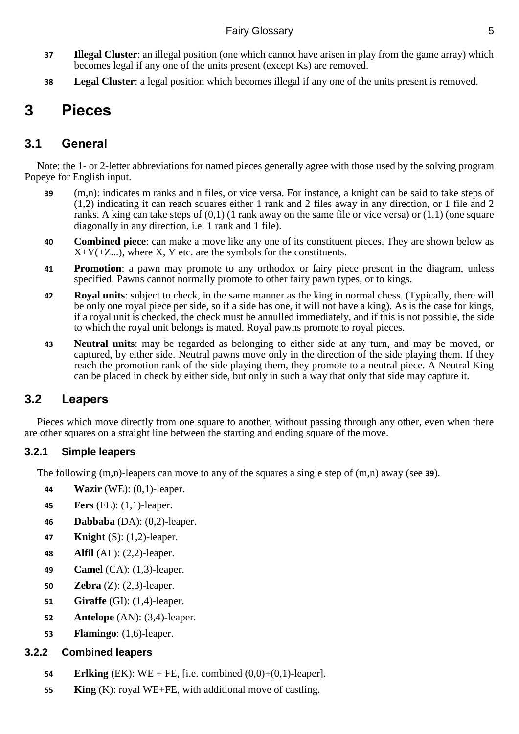**37** **Illegal Cluster**: an illegal position (one which cannot have arisen in play from the game array) which becomes legal if any one of the units present (except Ks) are removed.

**38** **Legal Cluster**: a legal position which becomes illegal if any one of the units present is removed.

# 3 Pieces

## 3.1 General

Note: the 1- or 2-letter abbreviations for named pieces generally agree with those used by the solving program Popeye for English input.

**39** (m,n): indicates m ranks and n files, or vice versa. For instance, a knight can be said to take steps of (1,2) indicating it can reach squares either 1 rank and 2 files away in any direction, or 1 file and 2 ranks. A king can take steps of (0,1) (1 rank away on the same file or vice versa) or (1,1) (one square diagonally in any direction, i.e. 1 rank and 1 file).

**40** **Combined piece**: can make a move like any one of its constituent pieces. They are shown below as X+Y(+Z...), where X, Y etc. are the symbols for the constituents.

**41** **Promotion**: a pawn may promote to any orthodox or fairy piece present in the diagram, unless specified. Pawns cannot normally promote to other fairy pawn types, or to kings.

**42** **Royal units**: subject to check, in the same manner as the king in normal chess. (Typically, there will be only one royal piece per side, so if a side has one, it will not have a king). As is the case for kings, if a royal unit is checked, the check must be annulled immediately, and if this is not possible, the side to which the royal unit belongs is mated. Royal pawns promote to royal pieces.

**43** **Neutral units**: may be regarded as belonging to either side at any turn, and may be moved, or captured, by either side. Neutral pawns move only in the direction of the side playing them. If they reach the promotion rank of the side playing them, they promote to a neutral piece. A Neutral King can be placed in check by either side, but only in such a way that only that side may capture it.

## 3.2 Leapers

Pieces which move directly from one square to another, without passing through any other, even when there are other squares on a straight line between the starting and ending square of the move.

### 3.2.1 Simple leapers

The following (m,n)-leapers can move to any of the squares a single step of (m,n) away (see **39**).

**44** **Wazir** (WE): (0,1)-leaper.

**45** **Fers** (FE): (1,1)-leaper.

**46** **Dabbaba** (DA): (0,2)-leaper.

**47** **Knight** (S): (1,2)-leaper.

**48** **Alfil** (AL): (2,2)-leaper.

**49** **Camel** (CA): (1,3)-leaper.

**50** **Zebra** (Z): (2,3)-leaper.

**51** **Giraffe** (GI): (1,4)-leaper.

**52** **Antelope** (AN): (3,4)-leaper.

**53** **Flamingo**: (1,6)-leaper.

### 3.2.2 Combined leapers

**54** **Erlking** (EK): WE + FE, [i.e. combined (0,0)+(0,1)-leaper].

**55** **King** (K): royal WE+FE, with additional move of castling.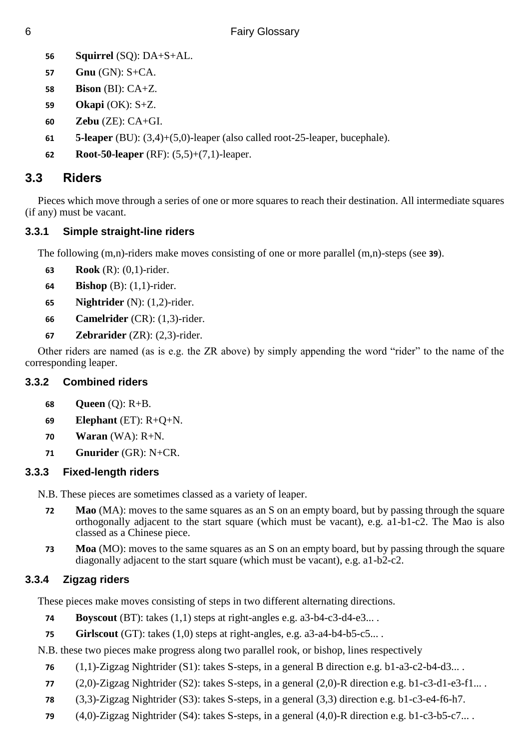56 **Squirrel** (SQ): DA+S+AL.

57 **Gnu** (GN): S+CA.

58 **Bison** (BI): CA+Z.

59 **Okapi** (OK): S+Z.

60 **Zebu** (ZE): CA+GI.

61 **5-leaper** (BU): (3,4)+(5,0)-leaper (also called root-25-leaper, bucephale).

62 **Root-50-leaper** (RF): (5,5)+(7,1)-leaper.

## 3.3 Riders

Pieces which move through a series of one or more squares to reach their destination. All intermediate squares (if any) must be vacant.

### 3.3.1 Simple straight-line riders

The following (m,n)-riders make moves consisting of one or more parallel (m,n)-steps (see **39**).

63 **Rook** (R): (0,1)-rider.

64 **Bishop** (B): (1,1)-rider.

65 **Nightrider** (N): (1,2)-rider.

66 **Camelrider** (CR): (1,3)-rider.

67 **Zebrarider** (ZR): (2,3)-rider.

Other riders are named (as is e.g. the ZR above) by simply appending the word "rider" to the name of the corresponding leaper.

### 3.3.2 Combined riders

68 **Queen** (Q): R+B.

69 **Elephant** (ET): R+Q+N.

70 **Waran** (WA): R+N.

71 **Gnurider** (GR): N+CR.

### 3.3.3 Fixed-length riders

N.B. These pieces are sometimes classed as a variety of leaper.

72 **Mao** (MA): moves to the same squares as an S on an empty board, but by passing through the square orthogonally adjacent to the start square (which must be vacant), e.g. a1-b1-c2. The Mao is also classed as a Chinese piece.

73 **Moa** (MO): moves to the same squares as an S on an empty board, but by passing through the square diagonally adjacent to the start square (which must be vacant), e.g. a1-b2-c2.

### 3.3.4 Zigzag riders

These pieces make moves consisting of steps in two different alternating directions.

74 **Boyscout** (BT): takes (1,1) steps at right-angles e.g. a3-b4-c3-d4-e3... .

75 **Girlscout** (GT): takes (1,0) steps at right-angles, e.g. a3-a4-b4-b5-c5... .

N.B. these two pieces make progress along two parallel rook, or bishop, lines respectively

76 (1,1)-Zigzag Nightrider (S1): takes S-steps, in a general B direction e.g. b1-a3-c2-b4-d3... .

77 (2,0)-Zigzag Nightrider (S2): takes S-steps, in a general (2,0)-R direction e.g. b1-c3-d1-e3-f1... .

78 (3,3)-Zigzag Nightrider (S3): takes S-steps, in a general (3,3) direction e.g. b1-c3-e4-f6-h7.

79 (4,0)-Zigzag Nightrider (S4): takes S-steps, in a general (4,0)-R direction e.g. b1-c3-b5-c7... .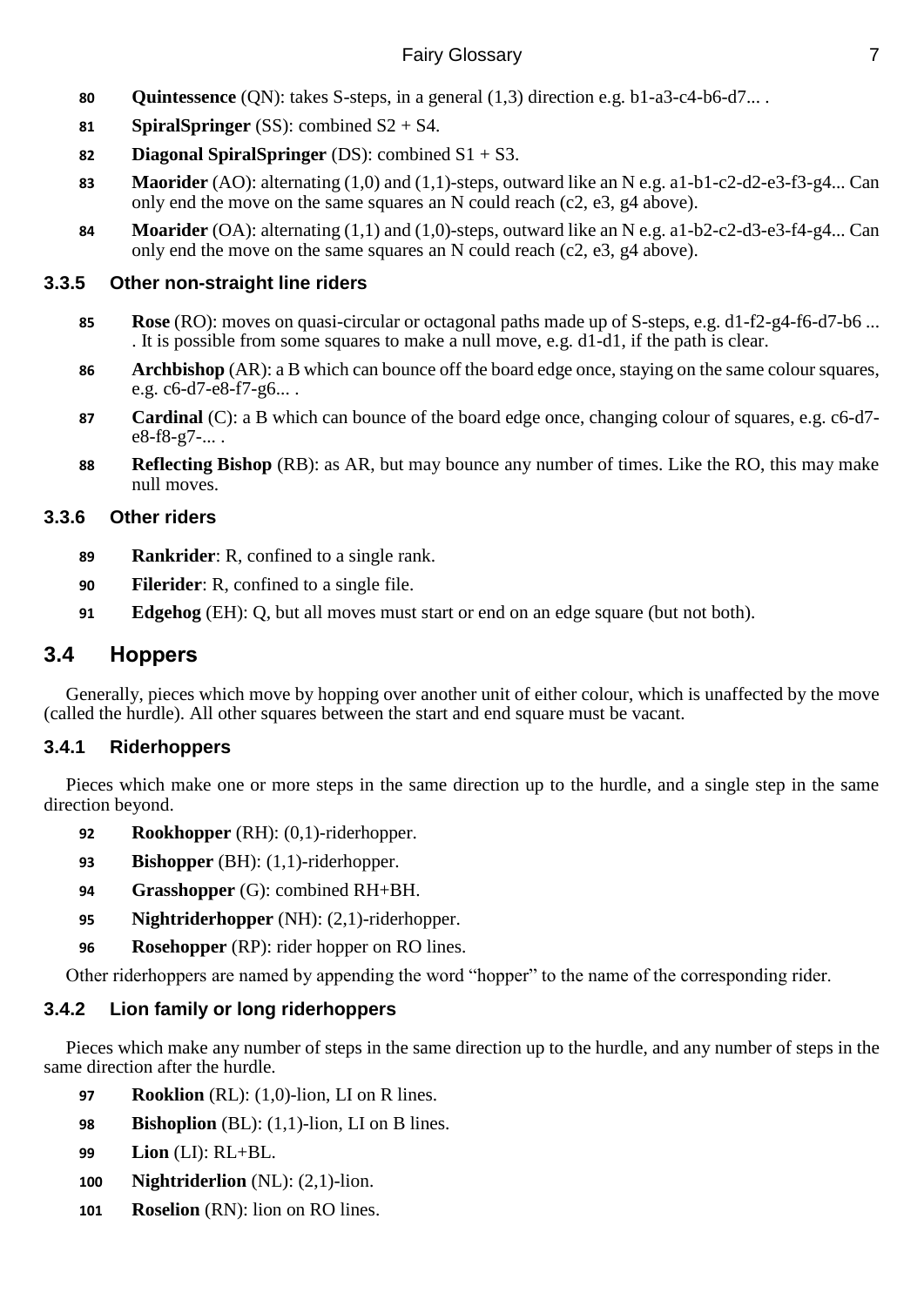80 **Quintessence** (QN): takes S-steps, in a general (1,3) direction e.g. b1-a3-c4-b6-d7... .

81 **SpiralSpringer** (SS): combined S2 + S4.

82 **Diagonal SpiralSpringer** (DS): combined S1 + S3.

83 **Maorider** (AO): alternating (1,0) and (1,1)-steps, outward like an N e.g. a1-b1-c2-d2-e3-f3-g4... Can only end the move on the same squares an N could reach (c2, e3, g4 above).

84 **Moarider** (OA): alternating (1,1) and (1,0)-steps, outward like an N e.g. a1-b2-c2-d3-e3-f4-g4... Can only end the move on the same squares an N could reach (c2, e3, g4 above).

### 3.3.5 Other non-straight line riders

85 **Rose** (RO): moves on quasi-circular or octagonal paths made up of S-steps, e.g. d1-f2-g4-f6-d7-b6 ... . It is possible from some squares to make a null move, e.g. d1-d1, if the path is clear.

86 **Archbishop** (AR): a B which can bounce off the board edge once, staying on the same colour squares, e.g. c6-d7-e8-f7-g6... .

87 **Cardinal** (C): a B which can bounce of the board edge once, changing colour of squares, e.g. c6-d7-e8-f8-g7-... .

88 **Reflecting Bishop** (RB): as AR, but may bounce any number of times. Like the RO, this may make null moves.

### 3.3.6 Other riders

89 **Rankrider**: R, confined to a single rank.

90 **Filerider**: R, confined to a single file.

91 **Edgehog** (EH): Q, but all moves must start or end on an edge square (but not both).

## 3.4 Hoppers

Generally, pieces which move by hopping over another unit of either colour, which is unaffected by the move (called the hurdle). All other squares between the start and end square must be vacant.

### 3.4.1 Riderhoppers

Pieces which make one or more steps in the same direction up to the hurdle, and a single step in the same direction beyond.

92 **Rookhopper** (RH): (0,1)-riderhopper.

93 **Bishopper** (BH): (1,1)-riderhopper.

94 **Grasshopper** (G): combined RH+BH.

95 **Nightriderhopper** (NH): (2,1)-riderhopper.

96 **Rosehopper** (RP): rider hopper on RO lines.

Other riderhoppers are named by appending the word "hopper" to the name of the corresponding rider.

### 3.4.2 Lion family or long riderhoppers

Pieces which make any number of steps in the same direction up to the hurdle, and any number of steps in the same direction after the hurdle.

97 **Rooklion** (RL): (1,0)-lion, LI on R lines.

98 **Bishoplion** (BL): (1,1)-lion, LI on B lines.

99 **Lion** (LI): RL+BL.

100 **Nightriderlion** (NL): (2,1)-lion.

101 **Roselion** (RN): lion on RO lines.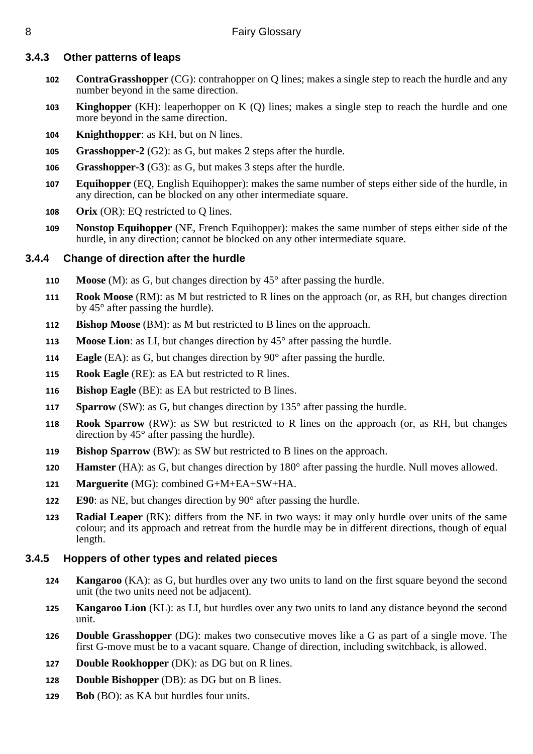### 3.4.3 Other patterns of leaps

**102** **ContraGrasshopper** (CG): contrahopper on Q lines; makes a single step to reach the hurdle and any number beyond in the same direction.

**103** **Kinghopper** (KH): leaperhopper on K (Q) lines; makes a single step to reach the hurdle and one more beyond in the same direction.

**104** **Knighthopper**: as KH, but on N lines.

**105** **Grasshopper-2** (G2): as G, but makes 2 steps after the hurdle.

**106** **Grasshopper-3** (G3): as G, but makes 3 steps after the hurdle.

**107** **Equihopper** (EQ, English Equihopper): makes the same number of steps either side of the hurdle, in any direction, can be blocked on any other intermediate square.

**108** **Orix** (OR): EQ restricted to Q lines.

**109** **Nonstop Equihopper** (NE, French Equihopper): makes the same number of steps either side of the hurdle, in any direction; cannot be blocked on any other intermediate square.

### 3.4.4 Change of direction after the hurdle

**110** **Moose** (M): as G, but changes direction by 45° after passing the hurdle.

**111** **Rook Moose** (RM): as M but restricted to R lines on the approach (or, as RH, but changes direction by 45° after passing the hurdle).

**112** **Bishop Moose** (BM): as M but restricted to B lines on the approach.

**113** **Moose Lion**: as LI, but changes direction by 45° after passing the hurdle.

**114** **Eagle** (EA): as G, but changes direction by 90° after passing the hurdle.

**115** **Rook Eagle** (RE): as EA but restricted to R lines.

**116** **Bishop Eagle** (BE): as EA but restricted to B lines.

**117** **Sparrow** (SW): as G, but changes direction by 135° after passing the hurdle.

**118** **Rook Sparrow** (RW): as SW but restricted to R lines on the approach (or, as RH, but changes direction by 45° after passing the hurdle).

**119** **Bishop Sparrow** (BW): as SW but restricted to B lines on the approach.

**120** **Hamster** (HA): as G, but changes direction by 180° after passing the hurdle. Null moves allowed.

**121** **Marguerite** (MG): combined G+M+EA+SW+HA.

**122** **E90**: as NE, but changes direction by 90° after passing the hurdle.

**123** **Radial Leaper** (RK): differs from the NE in two ways: it may only hurdle over units of the same colour; and its approach and retreat from the hurdle may be in different directions, though of equal length.

### 3.4.5 Hoppers of other types and related pieces

**124** **Kangaroo** (KA): as G, but hurdles over any two units to land on the first square beyond the second unit (the two units need not be adjacent).

**125** **Kangaroo Lion** (KL): as LI, but hurdles over any two units to land any distance beyond the second unit.

**126** **Double Grasshopper** (DG): makes two consecutive moves like a G as part of a single move. The first G-move must be to a vacant square. Change of direction, including switchback, is allowed.

**127** **Double Rookhopper** (DK): as DG but on R lines.

**128** **Double Bishopper** (DB): as DG but on B lines.

**129** **Bob** (BO): as KA but hurdles four units.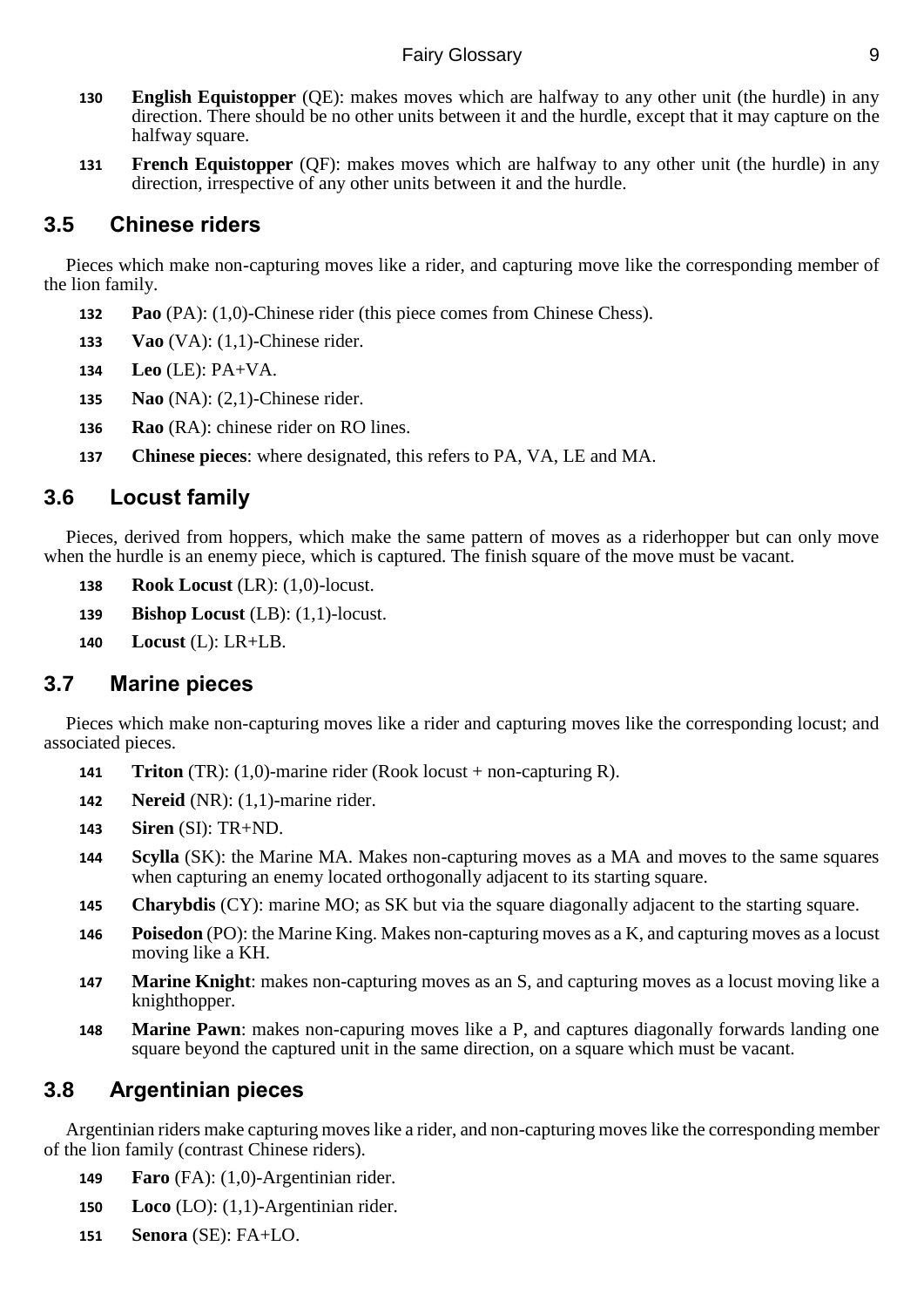130 **English Equistopper** (QE): makes moves which are halfway to any other unit (the hurdle) in any direction. There should be no other units between it and the hurdle, except that it may capture on the halfway square.

131 **French Equistopper** (QF): makes moves which are halfway to any other unit (the hurdle) in any direction, irrespective of any other units between it and the hurdle.

## 3.5 Chinese riders

Pieces which make non-capturing moves like a rider, and capturing move like the corresponding member of the lion family.

132 **Pao** (PA): (1,0)-Chinese rider (this piece comes from Chinese Chess).

133 **Vao** (VA): (1,1)-Chinese rider.

134 **Leo** (LE): PA+VA.

135 **Nao** (NA): (2,1)-Chinese rider.

136 **Rao** (RA): chinese rider on RO lines.

137 **Chinese pieces**: where designated, this refers to PA, VA, LE and MA.

## 3.6 Locust family

Pieces, derived from hoppers, which make the same pattern of moves as a riderhopper but can only move when the hurdle is an enemy piece, which is captured. The finish square of the move must be vacant.

138 **Rook Locust** (LR): (1,0)-locust.

139 **Bishop Locust** (LB): (1,1)-locust.

140 **Locust** (L): LR+LB.

## 3.7 Marine pieces

Pieces which make non-capturing moves like a rider and capturing moves like the corresponding locust; and associated pieces.

141 **Triton** (TR): (1,0)-marine rider (Rook locust + non-capturing R).

142 **Nereid** (NR): (1,1)-marine rider.

143 **Siren** (SI): TR+ND.

144 **Scylla** (SK): the Marine MA. Makes non-capturing moves as a MA and moves to the same squares when capturing an enemy located orthogonally adjacent to its starting square.

145 **Charybdis** (CY): marine MO; as SK but via the square diagonally adjacent to the starting square.

146 **Poisedon** (PO): the Marine King. Makes non-capturing moves as a K, and capturing moves as a locust moving like a KH.

147 **Marine Knight**: makes non-capturing moves as an S, and capturing moves as a locust moving like a knighthopper.

148 **Marine Pawn**: makes non-capuring moves like a P, and captures diagonally forwards landing one square beyond the captured unit in the same direction, on a square which must be vacant.

## 3.8 Argentinian pieces

Argentinian riders make capturing moves like a rider, and non-capturing moves like the corresponding member of the lion family (contrast Chinese riders).

149 **Faro** (FA): (1,0)-Argentinian rider.

150 **Loco** (LO): (1,1)-Argentinian rider.

151 **Senora** (SE): FA+LO.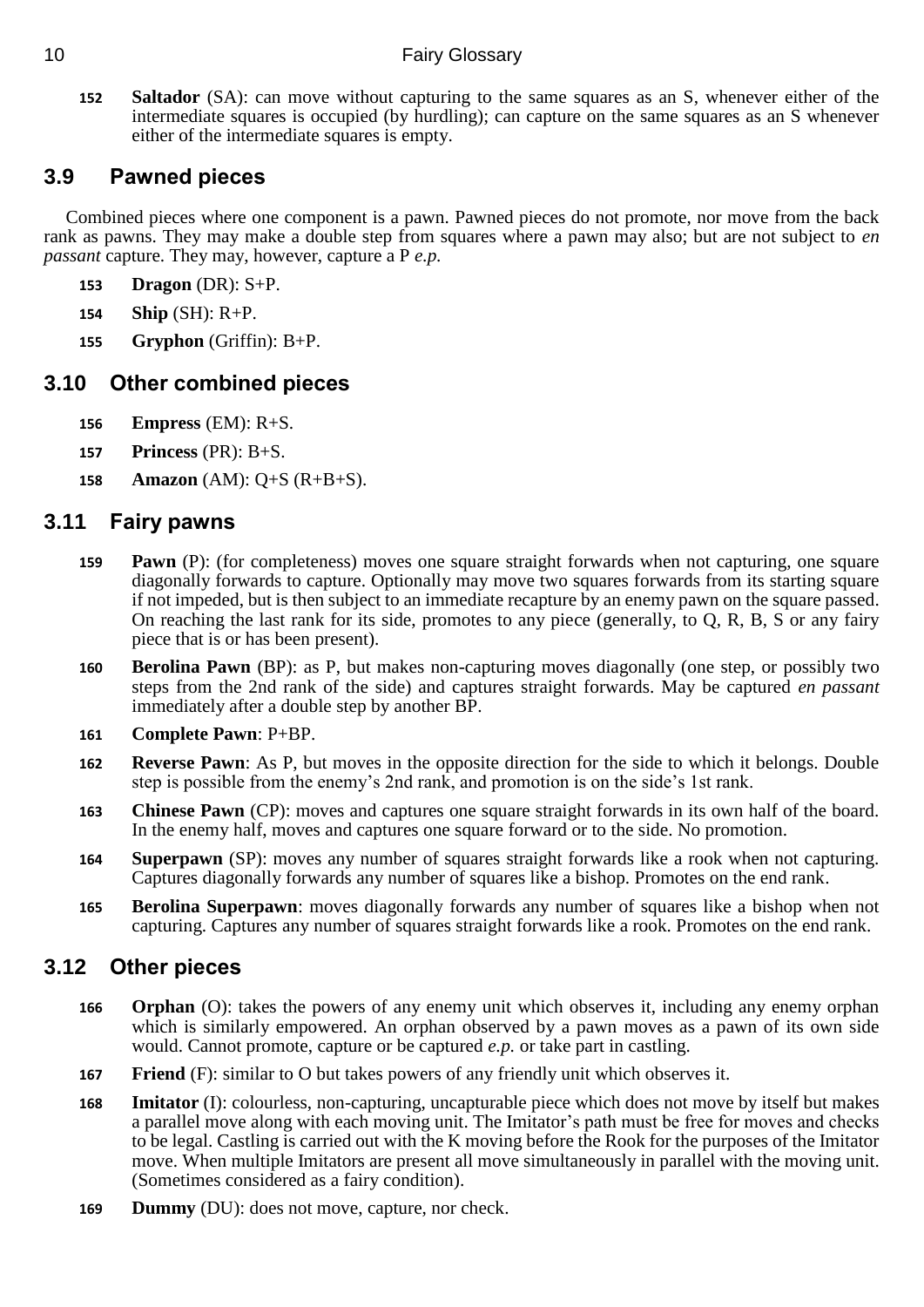**152** **Saltador** (SA): can move without capturing to the same squares as an S, whenever either of the intermediate squares is occupied (by hurdling); can capture on the same squares as an S whenever either of the intermediate squares is empty.

## 3.9 Pawned pieces

Combined pieces where one component is a pawn. Pawned pieces do not promote, nor move from the back rank as pawns. They may make a double step from squares where a pawn may also; but are not subject to *en passant* capture. They may, however, capture a P *e.p.*

**153** **Dragon** (DR): S+P.

**154** **Ship** (SH): R+P.

**155** **Gryphon** (Griffin): B+P.

## 3.10 Other combined pieces

**156** **Empress** (EM): R+S.

**157** **Princess** (PR): B+S.

**158** **Amazon** (AM): Q+S (R+B+S).

## 3.11 Fairy pawns

**159** **Pawn** (P): (for completeness) moves one square straight forwards when not capturing, one square diagonally forwards to capture. Optionally may move two squares forwards from its starting square if not impeded, but is then subject to an immediate recapture by an enemy pawn on the square passed. On reaching the last rank for its side, promotes to any piece (generally, to Q, R, B, S or any fairy piece that is or has been present).

**160** **Berolina Pawn** (BP): as P, but makes non-capturing moves diagonally (one step, or possibly two steps from the 2nd rank of the side) and captures straight forwards. May be captured *en passant* immediately after a double step by another BP.

**161** **Complete Pawn**: P+BP.

**162** **Reverse Pawn**: As P, but moves in the opposite direction for the side to which it belongs. Double step is possible from the enemy's 2nd rank, and promotion is on the side's 1st rank.

**163** **Chinese Pawn** (CP): moves and captures one square straight forwards in its own half of the board. In the enemy half, moves and captures one square forward or to the side. No promotion.

**164** **Superpawn** (SP): moves any number of squares straight forwards like a rook when not capturing. Captures diagonally forwards any number of squares like a bishop. Promotes on the end rank.

**165** **Berolina Superpawn**: moves diagonally forwards any number of squares like a bishop when not capturing. Captures any number of squares straight forwards like a rook. Promotes on the end rank.

## 3.12 Other pieces

**166** **Orphan** (O): takes the powers of any enemy unit which observes it, including any enemy orphan which is similarly empowered. An orphan observed by a pawn moves as a pawn of its own side would. Cannot promote, capture or be captured *e.p.* or take part in castling.

**167** **Friend** (F): similar to O but takes powers of any friendly unit which observes it.

**168** **Imitator** (I): colourless, non-capturing, uncapturable piece which does not move by itself but makes a parallel move along with each moving unit. The Imitator's path must be free for moves and checks to be legal. Castling is carried out with the K moving before the Rook for the purposes of the Imitator move. When multiple Imitators are present all move simultaneously in parallel with the moving unit. (Sometimes considered as a fairy condition).

**169** **Dummy** (DU): does not move, capture, nor check.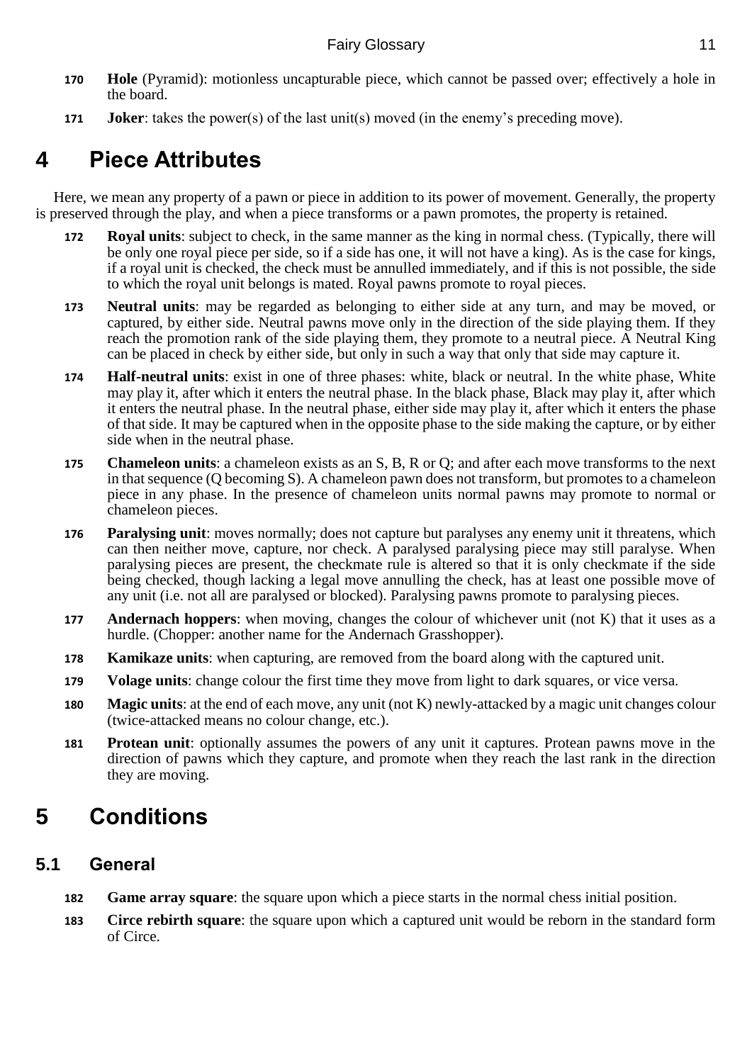**170** **Hole** (Pyramid): motionless uncapturable piece, which cannot be passed over; effectively a hole in the board.

**171** **Joker**: takes the power(s) of the last unit(s) moved (in the enemy's preceding move).

# 4 Piece Attributes

Here, we mean any property of a pawn or piece in addition to its power of movement. Generally, the property is preserved through the play, and when a piece transforms or a pawn promotes, the property is retained.

**172** **Royal units**: subject to check, in the same manner as the king in normal chess. (Typically, there will be only one royal piece per side, so if a side has one, it will not have a king). As is the case for kings, if a royal unit is checked, the check must be annulled immediately, and if this is not possible, the side to which the royal unit belongs is mated. Royal pawns promote to royal pieces.

**173** **Neutral units**: may be regarded as belonging to either side at any turn, and may be moved, or captured, by either side. Neutral pawns move only in the direction of the side playing them. If they reach the promotion rank of the side playing them, they promote to a neutral piece. A Neutral King can be placed in check by either side, but only in such a way that only that side may capture it.

**174** **Half-neutral units**: exist in one of three phases: white, black or neutral. In the white phase, White may play it, after which it enters the neutral phase. In the black phase, Black may play it, after which it enters the neutral phase. In the neutral phase, either side may play it, after which it enters the phase of that side. It may be captured when in the opposite phase to the side making the capture, or by either side when in the neutral phase.

**175** **Chameleon units**: a chameleon exists as an S, B, R or Q; and after each move transforms to the next in that sequence (Q becoming S). A chameleon pawn does not transform, but promotes to a chameleon piece in any phase. In the presence of chameleon units normal pawns may promote to normal or chameleon pieces.

**176** **Paralysing unit**: moves normally; does not capture but paralyses any enemy unit it threatens, which can then neither move, capture, nor check. A paralysed paralysing piece may still paralyse. When paralysing pieces are present, the checkmate rule is altered so that it is only checkmate if the side being checked, though lacking a legal move annulling the check, has at least one possible move of any unit (i.e. not all are paralysed or blocked). Paralysing pawns promote to paralysing pieces.

**177** **Andernach hoppers**: when moving, changes the colour of whichever unit (not K) that it uses as a hurdle. (Chopper: another name for the Andernach Grasshopper).

**178** **Kamikaze units**: when capturing, are removed from the board along with the captured unit.

**179** **Volage units**: change colour the first time they move from light to dark squares, or vice versa.

**180** **Magic units**: at the end of each move, any unit (not K) newly-attacked by a magic unit changes colour (twice-attacked means no colour change, etc.).

**181** **Protean unit**: optionally assumes the powers of any unit it captures. Protean pawns move in the direction of pawns which they capture, and promote when they reach the last rank in the direction they are moving.

# 5 Conditions

## 5.1 General

**182** **Game array square**: the square upon which a piece starts in the normal chess initial position.

**183** **Circe rebirth square**: the square upon which a captured unit would be reborn in the standard form of Circe.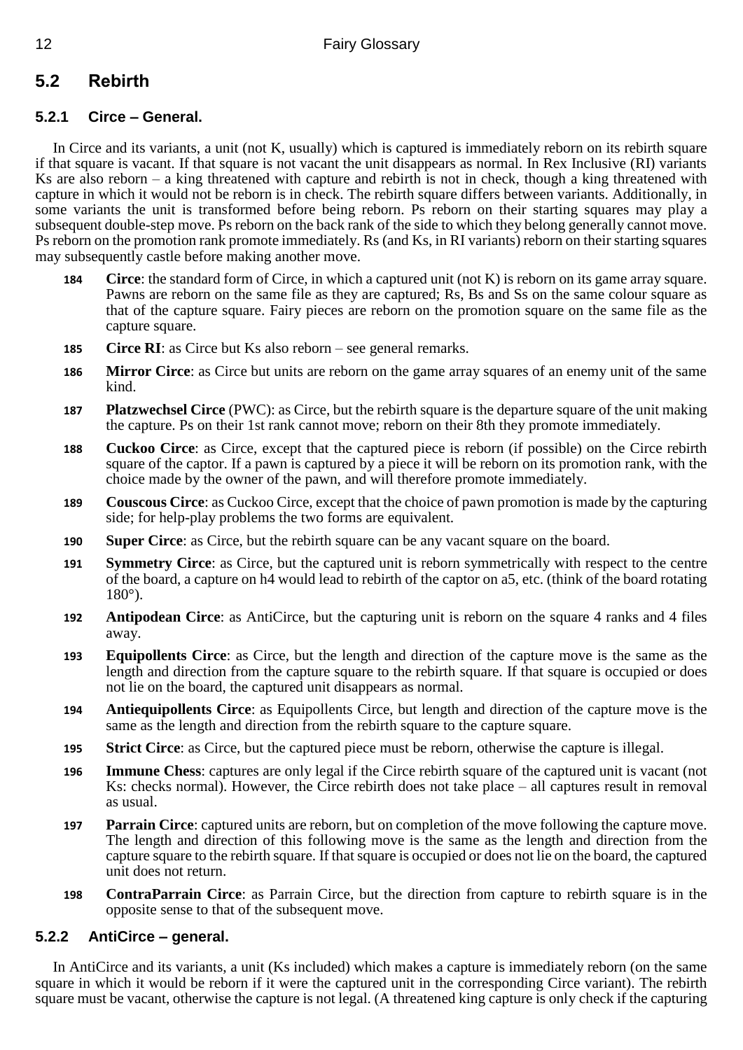## 5.2 Rebirth

### 5.2.1 Circe – General.

In Circe and its variants, a unit (not K, usually) which is captured is immediately reborn on its rebirth square if that square is vacant. If that square is not vacant the unit disappears as normal. In Rex Inclusive (RI) variants Ks are also reborn – a king threatened with capture and rebirth is not in check, though a king threatened with capture in which it would not be reborn is in check. The rebirth square differs between variants. Additionally, in some variants the unit is transformed before being reborn. Ps reborn on their starting squares may play a subsequent double-step move. Ps reborn on the back rank of the side to which they belong generally cannot move. Ps reborn on the promotion rank promote immediately. Rs (and Ks, in RI variants) reborn on their starting squares may subsequently castle before making another move.

**184** **Circe**: the standard form of Circe, in which a captured unit (not K) is reborn on its game array square. Pawns are reborn on the same file as they are captured; Rs, Bs and Ss on the same colour square as that of the capture square. Fairy pieces are reborn on the promotion square on the same file as the capture square.

**185** **Circe RI**: as Circe but Ks also reborn – see general remarks.

**186** **Mirror Circe**: as Circe but units are reborn on the game array squares of an enemy unit of the same kind.

**187** **Platzwechsel Circe** (PWC): as Circe, but the rebirth square is the departure square of the unit making the capture. Ps on their 1st rank cannot move; reborn on their 8th they promote immediately.

**188** **Cuckoo Circe**: as Circe, except that the captured piece is reborn (if possible) on the Circe rebirth square of the captor. If a pawn is captured by a piece it will be reborn on its promotion rank, with the choice made by the owner of the pawn, and will therefore promote immediately.

**189** **Couscous Circe**: as Cuckoo Circe, except that the choice of pawn promotion is made by the capturing side; for help-play problems the two forms are equivalent.

**190** **Super Circe**: as Circe, but the rebirth square can be any vacant square on the board.

**191** **Symmetry Circe**: as Circe, but the captured unit is reborn symmetrically with respect to the centre of the board, a capture on h4 would lead to rebirth of the captor on a5, etc. (think of the board rotating 180°).

**192** **Antipodean Circe**: as AntiCirce, but the capturing unit is reborn on the square 4 ranks and 4 files away.

**193** **Equipollents Circe**: as Circe, but the length and direction of the capture move is the same as the length and direction from the capture square to the rebirth square. If that square is occupied or does not lie on the board, the captured unit disappears as normal.

**194** **Antiequipollents Circe**: as Equipollents Circe, but length and direction of the capture move is the same as the length and direction from the rebirth square to the capture square.

**195** **Strict Circe**: as Circe, but the captured piece must be reborn, otherwise the capture is illegal.

**196** **Immune Chess**: captures are only legal if the Circe rebirth square of the captured unit is vacant (not Ks: checks normal). However, the Circe rebirth does not take place – all captures result in removal as usual.

**197** **Parrain Circe**: captured units are reborn, but on completion of the move following the capture move. The length and direction of this following move is the same as the length and direction from the capture square to the rebirth square. If that square is occupied or does not lie on the board, the captured unit does not return.

**198** **ContraParrain Circe**: as Parrain Circe, but the direction from capture to rebirth square is in the opposite sense to that of the subsequent move.

### 5.2.2 AntiCirce – general.

In AntiCirce and its variants, a unit (Ks included) which makes a capture is immediately reborn (on the same square in which it would be reborn if it were the captured unit in the corresponding Circe variant). The rebirth square must be vacant, otherwise the capture is not legal. (A threatened king capture is only check if the capturing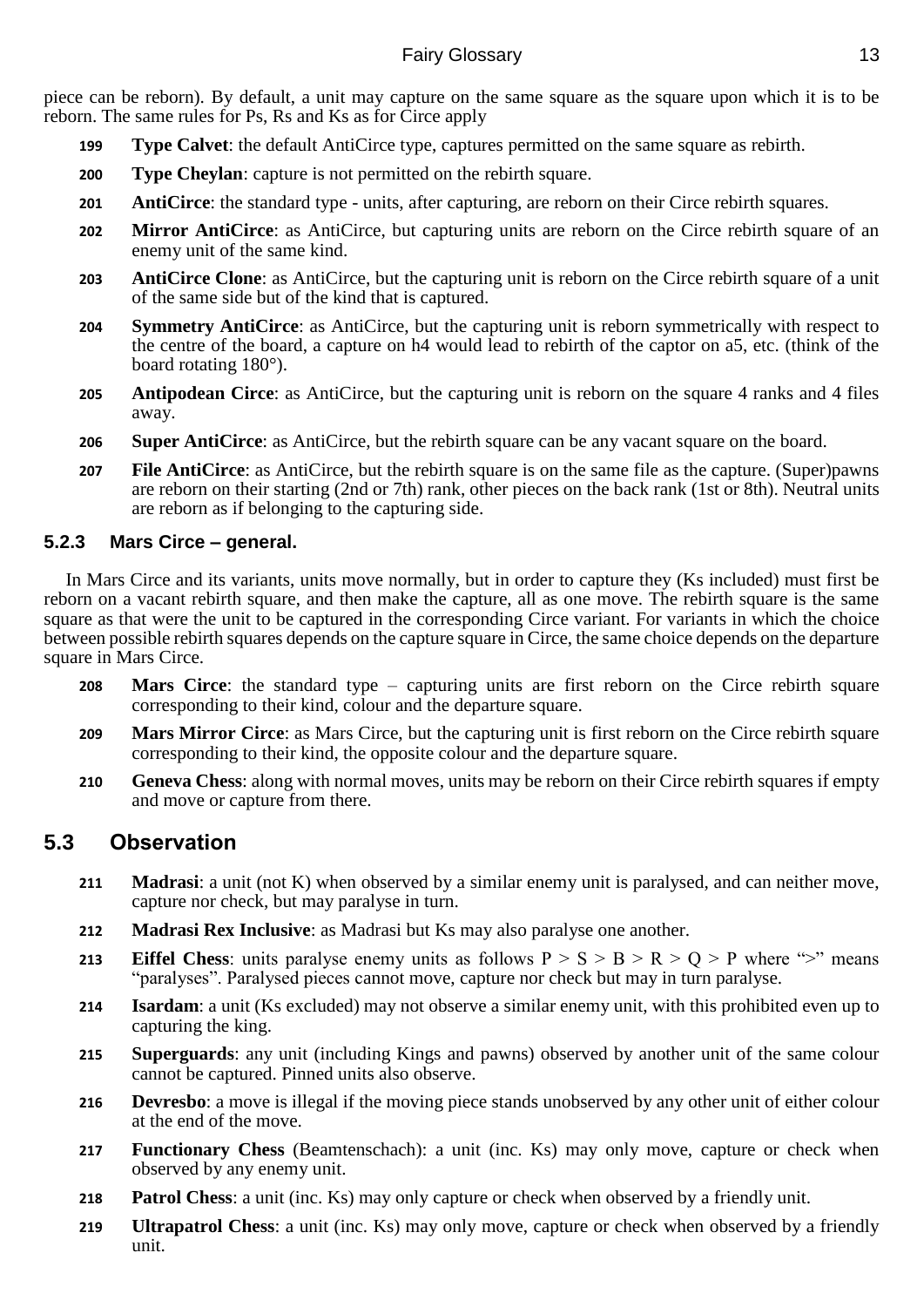piece can be reborn). By default, a unit may capture on the same square as the square upon which it is to be reborn. The same rules for Ps, Rs and Ks as for Circe apply

**199** **Type Calvet**: the default AntiCirce type, captures permitted on the same square as rebirth.

**200** **Type Cheylan**: capture is not permitted on the rebirth square.

**201** **AntiCirce**: the standard type - units, after capturing, are reborn on their Circe rebirth squares.

**202** **Mirror AntiCirce**: as AntiCirce, but capturing units are reborn on the Circe rebirth square of an enemy unit of the same kind.

**203** **AntiCirce Clone**: as AntiCirce, but the capturing unit is reborn on the Circe rebirth square of a unit of the same side but of the kind that is captured.

**204** **Symmetry AntiCirce**: as AntiCirce, but the capturing unit is reborn symmetrically with respect to the centre of the board, a capture on h4 would lead to rebirth of the captor on a5, etc. (think of the board rotating 180°).

**205** **Antipodean Circe**: as AntiCirce, but the capturing unit is reborn on the square 4 ranks and 4 files away.

**206** **Super AntiCirce**: as AntiCirce, but the rebirth square can be any vacant square on the board.

**207** **File AntiCirce**: as AntiCirce, but the rebirth square is on the same file as the capture. (Super)pawns are reborn on their starting (2nd or 7th) rank, other pieces on the back rank (1st or 8th). Neutral units are reborn as if belonging to the capturing side.

### 5.2.3 Mars Circe – general.

In Mars Circe and its variants, units move normally, but in order to capture they (Ks included) must first be reborn on a vacant rebirth square, and then make the capture, all as one move. The rebirth square is the same square as that were the unit to be captured in the corresponding Circe variant. For variants in which the choice between possible rebirth squares depends on the capture square in Circe, the same choice depends on the departure square in Mars Circe.

**208** **Mars Circe**: the standard type – capturing units are first reborn on the Circe rebirth square corresponding to their kind, colour and the departure square.

**209** **Mars Mirror Circe**: as Mars Circe, but the capturing unit is first reborn on the Circe rebirth square corresponding to their kind, the opposite colour and the departure square.

**210** **Geneva Chess**: along with normal moves, units may be reborn on their Circe rebirth squares if empty and move or capture from there.

## 5.3 Observation

**211** **Madrasi**: a unit (not K) when observed by a similar enemy unit is paralysed, and can neither move, capture nor check, but may paralyse in turn.

**212** **Madrasi Rex Inclusive**: as Madrasi but Ks may also paralyse one another.

**213** **Eiffel Chess**: units paralyse enemy units as follows P > S > B > R > Q > P where ">" means "paralyses". Paralysed pieces cannot move, capture nor check but may in turn paralyse.

**214** **Isardam**: a unit (Ks excluded) may not observe a similar enemy unit, with this prohibited even up to capturing the king.

**215** **Superguards**: any unit (including Kings and pawns) observed by another unit of the same colour cannot be captured. Pinned units also observe.

**216** **Devresbo**: a move is illegal if the moving piece stands unobserved by any other unit of either colour at the end of the move.

**217** **Functionary Chess** (Beamtenschach): a unit (inc. Ks) may only move, capture or check when observed by any enemy unit.

**218** **Patrol Chess**: a unit (inc. Ks) may only capture or check when observed by a friendly unit.

**219** **Ultrapatrol Chess**: a unit (inc. Ks) may only move, capture or check when observed by a friendly unit.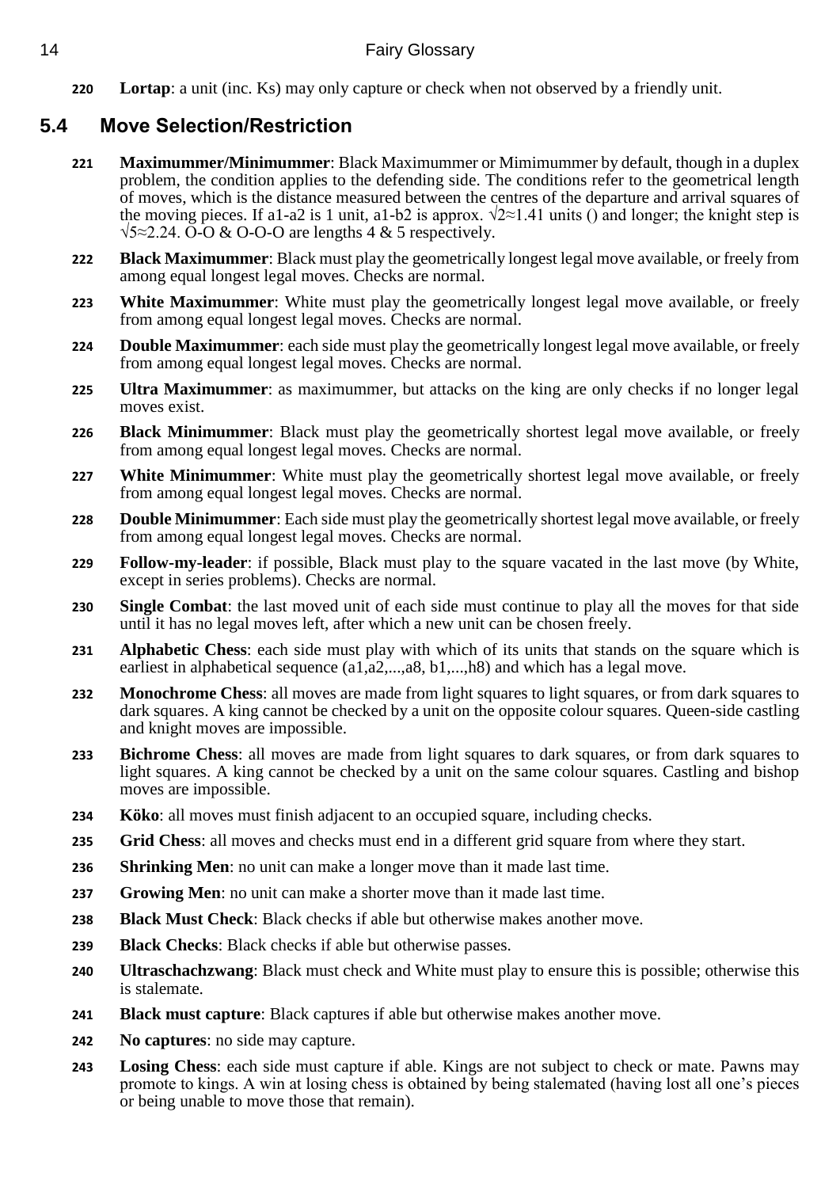**220** **Lortap**: a unit (inc. Ks) may only capture or check when not observed by a friendly unit.

## 5.4 Move Selection/Restriction

**221** **Maximummer/Minimummer**: Black Maximummer or Mimimummer by default, though in a duplex problem, the condition applies to the defending side. The conditions refer to the geometrical length of moves, which is the distance measured between the centres of the departure and arrival squares of the moving pieces. If a1-a2 is 1 unit, a1-b2 is approx. $\sqrt{2}\approx1.41$ units () and longer; the knight step is $\sqrt{5}\approx2.24$. O-O & O-O-O are lengths 4 & 5 respectively.

**222** **Black Maximummer**: Black must play the geometrically longest legal move available, or freely from among equal longest legal moves. Checks are normal.

**223** **White Maximummer**: White must play the geometrically longest legal move available, or freely from among equal longest legal moves. Checks are normal.

**224** **Double Maximummer**: each side must play the geometrically longest legal move available, or freely from among equal longest legal moves. Checks are normal.

**225** **Ultra Maximummer**: as maximummer, but attacks on the king are only checks if no longer legal moves exist.

**226** **Black Minimummer**: Black must play the geometrically shortest legal move available, or freely from among equal longest legal moves. Checks are normal.

**227** **White Minimummer**: White must play the geometrically shortest legal move available, or freely from among equal longest legal moves. Checks are normal.

**228** **Double Minimummer**: Each side must play the geometrically shortest legal move available, or freely from among equal longest legal moves. Checks are normal.

**229** **Follow-my-leader**: if possible, Black must play to the square vacated in the last move (by White, except in series problems). Checks are normal.

**230** **Single Combat**: the last moved unit of each side must continue to play all the moves for that side until it has no legal moves left, after which a new unit can be chosen freely.

**231** **Alphabetic Chess**: each side must play with which of its units that stands on the square which is earliest in alphabetical sequence (a1,a2,...,a8, b1,...,h8) and which has a legal move.

**232** **Monochrome Chess**: all moves are made from light squares to light squares, or from dark squares to dark squares. A king cannot be checked by a unit on the opposite colour squares. Queen-side castling and knight moves are impossible.

**233** **Bichrome Chess**: all moves are made from light squares to dark squares, or from dark squares to light squares. A king cannot be checked by a unit on the same colour squares. Castling and bishop moves are impossible.

**234** **Köko**: all moves must finish adjacent to an occupied square, including checks.

**235** **Grid Chess**: all moves and checks must end in a different grid square from where they start.

**236** **Shrinking Men**: no unit can make a longer move than it made last time.

**237** **Growing Men**: no unit can make a shorter move than it made last time.

**238** **Black Must Check**: Black checks if able but otherwise makes another move.

**239** **Black Checks**: Black checks if able but otherwise passes.

**240** **Ultraschachzwang**: Black must check and White must play to ensure this is possible; otherwise this is stalemate.

**241** **Black must capture**: Black captures if able but otherwise makes another move.

**242** **No captures**: no side may capture.

**243** **Losing Chess**: each side must capture if able. Kings are not subject to check or mate. Pawns may promote to kings. A win at losing chess is obtained by being stalemated (having lost all one's pieces or being unable to move those that remain).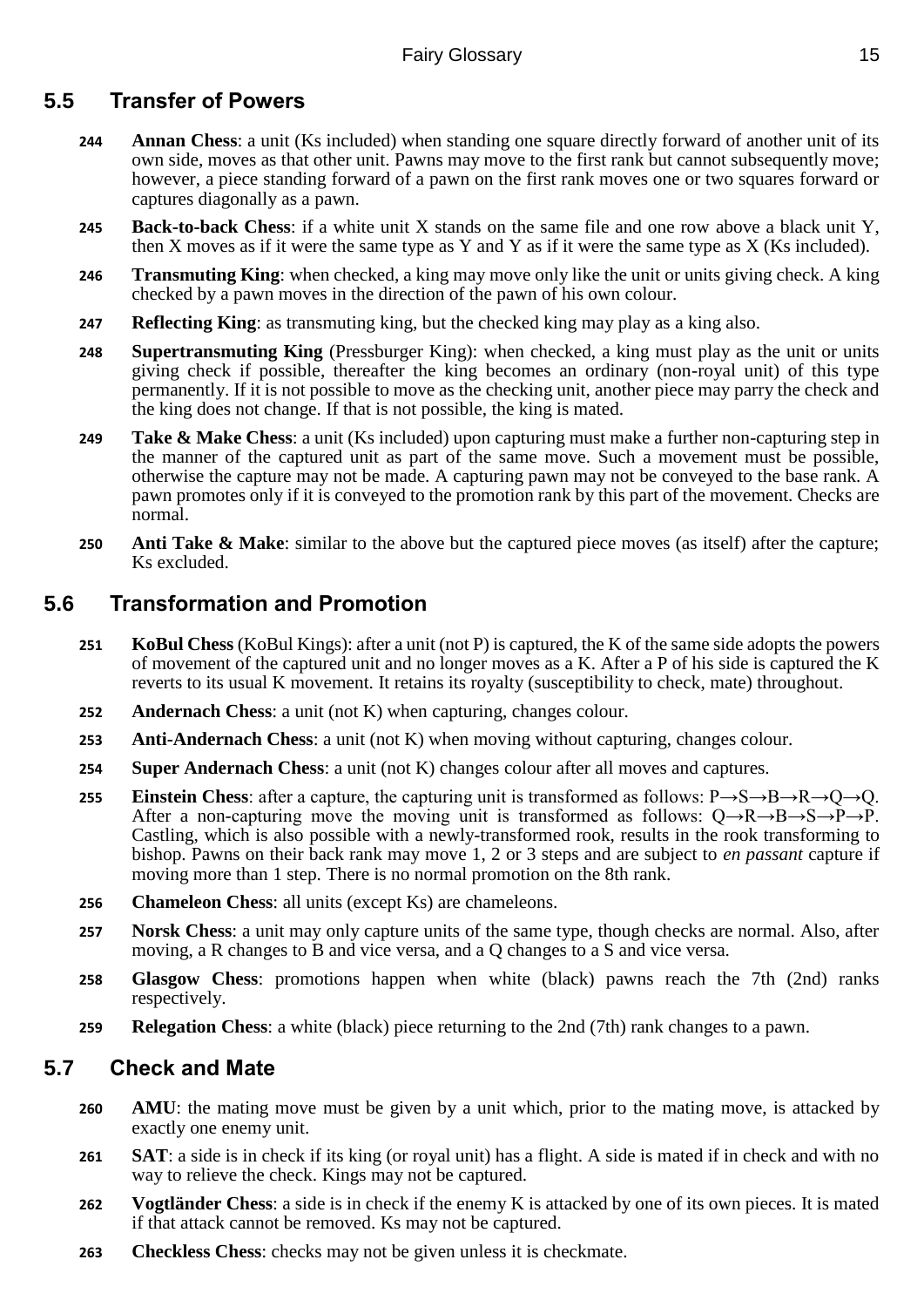## 5.5 Transfer of Powers

**244** **Annan Chess**: a unit (Ks included) when standing one square directly forward of another unit of its own side, moves as that other unit. Pawns may move to the first rank but cannot subsequently move; however, a piece standing forward of a pawn on the first rank moves one or two squares forward or captures diagonally as a pawn.

**245** **Back-to-back Chess**: if a white unit X stands on the same file and one row above a black unit Y, then X moves as if it were the same type as Y and Y as if it were the same type as X (Ks included).

**246** **Transmuting King**: when checked, a king may move only like the unit or units giving check. A king checked by a pawn moves in the direction of the pawn of his own colour.

**247** **Reflecting King**: as transmuting king, but the checked king may play as a king also.

**248** **Supertransmuting King** (Pressburger King): when checked, a king must play as the unit or units giving check if possible, thereafter the king becomes an ordinary (non-royal unit) of this type permanently. If it is not possible to move as the checking unit, another piece may parry the check and the king does not change. If that is not possible, the king is mated.

**249** **Take & Make Chess**: a unit (Ks included) upon capturing must make a further non-capturing step in the manner of the captured unit as part of the same move. Such a movement must be possible, otherwise the capture may not be made. A capturing pawn may not be conveyed to the base rank. A pawn promotes only if it is conveyed to the promotion rank by this part of the movement. Checks are normal.

**250** **Anti Take & Make**: similar to the above but the captured piece moves (as itself) after the capture; Ks excluded.

## 5.6 Transformation and Promotion

**251** **KoBul Chess** (KoBul Kings): after a unit (not P) is captured, the K of the same side adopts the powers of movement of the captured unit and no longer moves as a K. After a P of his side is captured the K reverts to its usual K movement. It retains its royalty (susceptibility to check, mate) throughout.

**252** **Andernach Chess**: a unit (not K) when capturing, changes colour.

**253** **Anti-Andernach Chess**: a unit (not K) when moving without capturing, changes colour.

**254** **Super Andernach Chess**: a unit (not K) changes colour after all moves and captures.

**255** **Einstein Chess**: after a capture, the capturing unit is transformed as follows: P→S→B→R→Q→Q. After a non-capturing move the moving unit is transformed as follows: Q→R→B→S→P→P. Castling, which is also possible with a newly-transformed rook, results in the rook transforming to bishop. Pawns on their back rank may move 1, 2 or 3 steps and are subject to *en passant* capture if moving more than 1 step. There is no normal promotion on the 8th rank.

**256** **Chameleon Chess**: all units (except Ks) are chameleons.

**257** **Norsk Chess**: a unit may only capture units of the same type, though checks are normal. Also, after moving, a R changes to B and vice versa, and a Q changes to a S and vice versa.

**258** **Glasgow Chess**: promotions happen when white (black) pawns reach the 7th (2nd) ranks respectively.

**259** **Relegation Chess**: a white (black) piece returning to the 2nd (7th) rank changes to a pawn.

## 5.7 Check and Mate

**260** **AMU**: the mating move must be given by a unit which, prior to the mating move, is attacked by exactly one enemy unit.

**261** **SAT**: a side is in check if its king (or royal unit) has a flight. A side is mated if in check and with no way to relieve the check. Kings may not be captured.

**262** **Vogtländer Chess**: a side is in check if the enemy K is attacked by one of its own pieces. It is mated if that attack cannot be removed. Ks may not be captured.

**263** **Checkless Chess**: checks may not be given unless it is checkmate.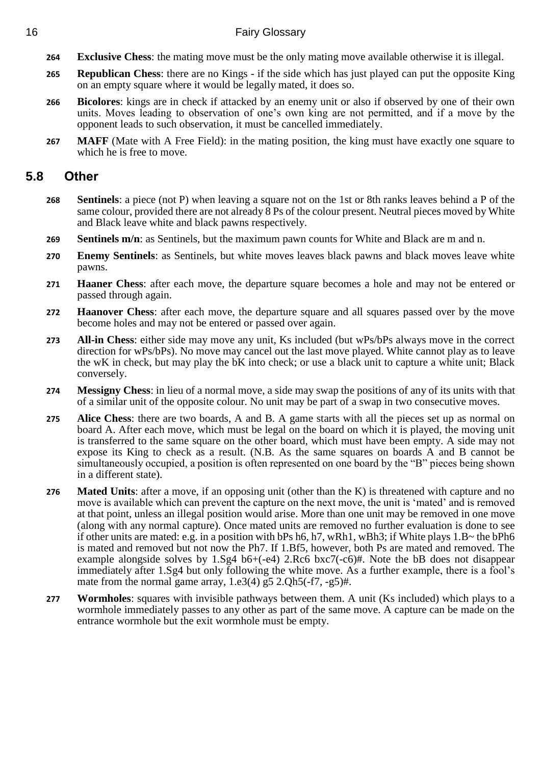**264** **Exclusive Chess**: the mating move must be the only mating move available otherwise it is illegal.

**265** **Republican Chess**: there are no Kings - if the side which has just played can put the opposite King on an empty square where it would be legally mated, it does so.

**266** **Bicolores**: kings are in check if attacked by an enemy unit or also if observed by one of their own units. Moves leading to observation of one's own king are not permitted, and if a move by the opponent leads to such observation, it must be cancelled immediately.

**267** **MAFF** (Mate with A Free Field): in the mating position, the king must have exactly one square to which he is free to move.

## 5.8 Other

**268** **Sentinels**: a piece (not P) when leaving a square not on the 1st or 8th ranks leaves behind a P of the same colour, provided there are not already 8 Ps of the colour present. Neutral pieces moved by White and Black leave white and black pawns respectively.

**269** **Sentinels m/n**: as Sentinels, but the maximum pawn counts for White and Black are m and n.

**270** **Enemy Sentinels**: as Sentinels, but white moves leaves black pawns and black moves leave white pawns.

**271** **Haaner Chess**: after each move, the departure square becomes a hole and may not be entered or passed through again.

**272** **Haanover Chess**: after each move, the departure square and all squares passed over by the move become holes and may not be entered or passed over again.

**273** **All-in Chess**: either side may move any unit, Ks included (but wPs/bPs always move in the correct direction for wPs/bPs). No move may cancel out the last move played. White cannot play as to leave the wK in check, but may play the bK into check; or use a black unit to capture a white unit; Black conversely.

**274** **Messigny Chess**: in lieu of a normal move, a side may swap the positions of any of its units with that of a similar unit of the opposite colour. No unit may be part of a swap in two consecutive moves.

**275** **Alice Chess**: there are two boards, A and B. A game starts with all the pieces set up as normal on board A. After each move, which must be legal on the board on which it is played, the moving unit is transferred to the same square on the other board, which must have been empty. A side may not expose its King to check as a result. (N.B. As the same squares on boards A and B cannot be simultaneously occupied, a position is often represented on one board by the "B" pieces being shown in a different state).

**276** **Mated Units**: after a move, if an opposing unit (other than the K) is threatened with capture and no move is available which can prevent the capture on the next move, the unit is 'mated' and is removed at that point, unless an illegal position would arise. More than one unit may be removed in one move (along with any normal capture). Once mated units are removed no further evaluation is done to see if other units are mated: e.g. in a position with bPs h6, h7, wRh1, wBh3; if White plays 1.B~ the bPh6 is mated and removed but not now the Ph7. If 1.Bf5, however, both Ps are mated and removed. The example alongside solves by 1.Sg4 b6+(-e4) 2.Rc6 bxc7(-c6)#. Note the bB does not disappear immediately after 1.Sg4 but only following the white move. As a further example, there is a fool's mate from the normal game array, 1.e3(4) g5 2.Qh5(-f7, -g5)#.

**277** **Wormholes**: squares with invisible pathways between them. A unit (Ks included) which plays to a wormhole immediately passes to any other as part of the same move. A capture can be made on the entrance wormhole but the exit wormhole must be empty.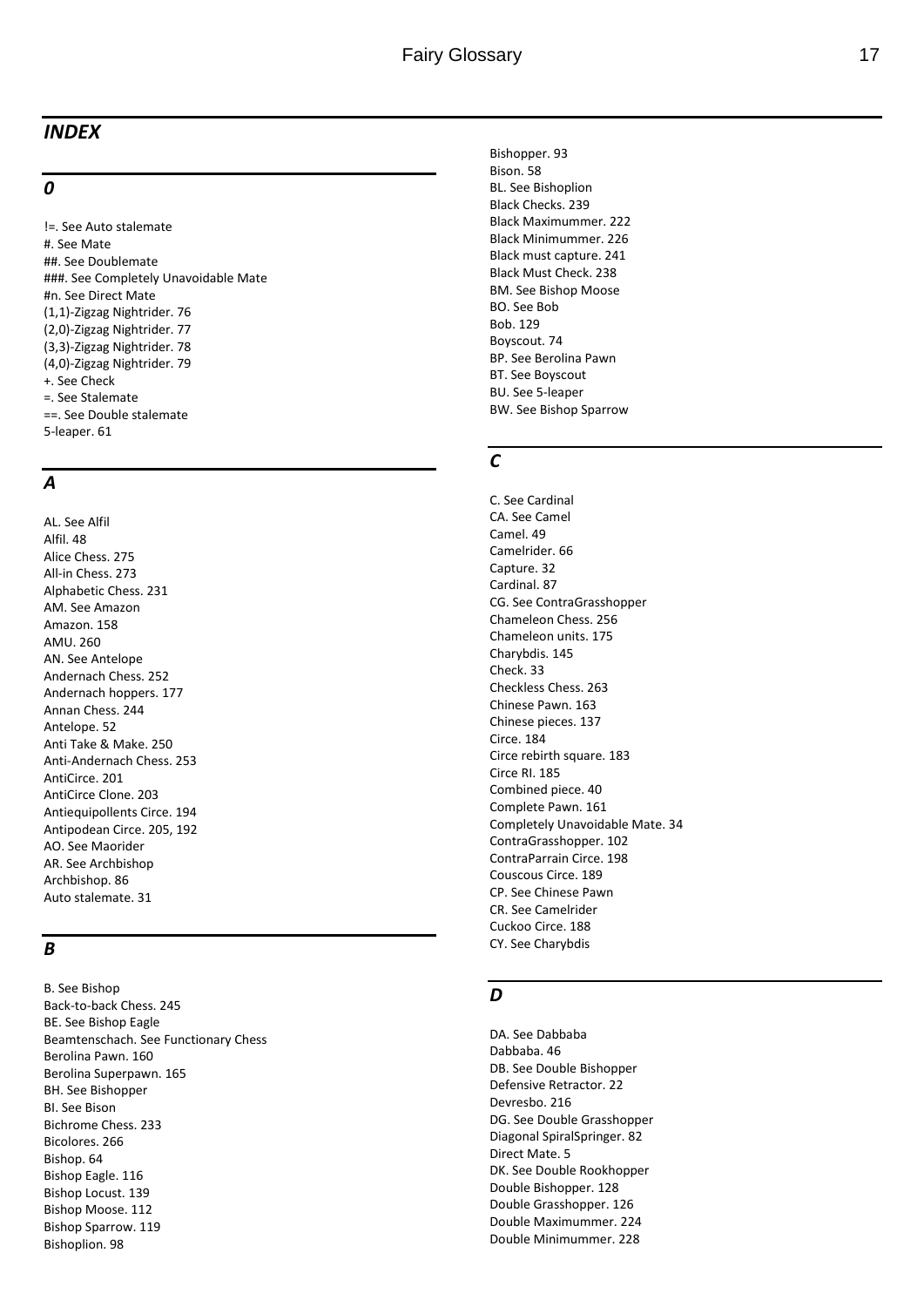## *INDEX*

### *0*

!=. See Auto stalemate
#. See Mate
##. See Doublemate
###. See Completely Unavoidable Mate
#n. See Direct Mate
(1,1)-Zigzag Nightrider. 76
(2,0)-Zigzag Nightrider. 77
(3,3)-Zigzag Nightrider. 78
(4,0)-Zigzag Nightrider. 79
+. See Check
=. See Stalemate
==. See Double stalemate
5-leaper. 61

### *A*

AL. See Alfil
Alfil. 48
Alice Chess. 275
All-in Chess. 273
Alphabetic Chess. 231
AM. See Amazon
Amazon. 158
AMU. 260
AN. See Antelope
Andernach Chess. 252
Andernach hoppers. 177
Annan Chess. 244
Antelope. 52
Anti Take & Make. 250
Anti-Andernach Chess. 253
AntiCirce. 201
AntiCirce Clone. 203
Antiequipollents Circe. 194
Antipodean Circe. 205, 192
AO. See Maorider
AR. See Archbishop
Archbishop. 86
Auto stalemate. 31

### *B*

B. See Bishop
Back-to-back Chess. 245
BE. See Bishop Eagle
Beamtenschach. See Functionary Chess
Berolina Pawn. 160
Berolina Superpawn. 165
BH. See Bishopper
BI. See Bison
Bichrome Chess. 233
Bicolores. 266
Bishop. 64
Bishop Eagle. 116
Bishop Locust. 139
Bishop Moose. 112
Bishop Sparrow. 119
Bishoplion. 98
Bishopper. 93
Bison. 58
BL. See Bishoplion
Black Checks. 239
Black Maximummer. 222
Black Minimummer. 226
Black must capture. 241
Black Must Check. 238
BM. See Bishop Moose
BO. See Bob
Bob. 129
Boyscout. 74
BP. See Berolina Pawn
BT. See Boyscout
BU. See 5-leaper
BW. See Bishop Sparrow

### *C*

C. See Cardinal
CA. See Camel
Camel. 49
Camelrider. 66
Capture. 32
Cardinal. 87
CG. See ContraGrasshopper
Chameleon Chess. 256
Chameleon units. 175
Charybdis. 145
Check. 33
Checkless Chess. 263
Chinese Pawn. 163
Chinese pieces. 137
Circe. 184
Circe rebirth square. 183
Circe RI. 185
Combined piece. 40
Complete Pawn. 161
Completely Unavoidable Mate. 34
ContraGrasshopper. 102
ContraParrain Circe. 198
Couscous Circe. 189
CP. See Chinese Pawn
CR. See Camelrider
Cuckoo Circe. 188
CY. See Charybdis

### *D*

DA. See Dabbaba
Dabbaba. 46
DB. See Double Bishopper
Defensive Retractor. 22
Devresbo. 216
DG. See Double Grasshopper
Diagonal SpiralSpringer. 82
Direct Mate. 5
DK. See Double Rookhopper
Double Bishopper. 128
Double Grasshopper. 126
Double Maximummer. 224
Double Minimummer. 228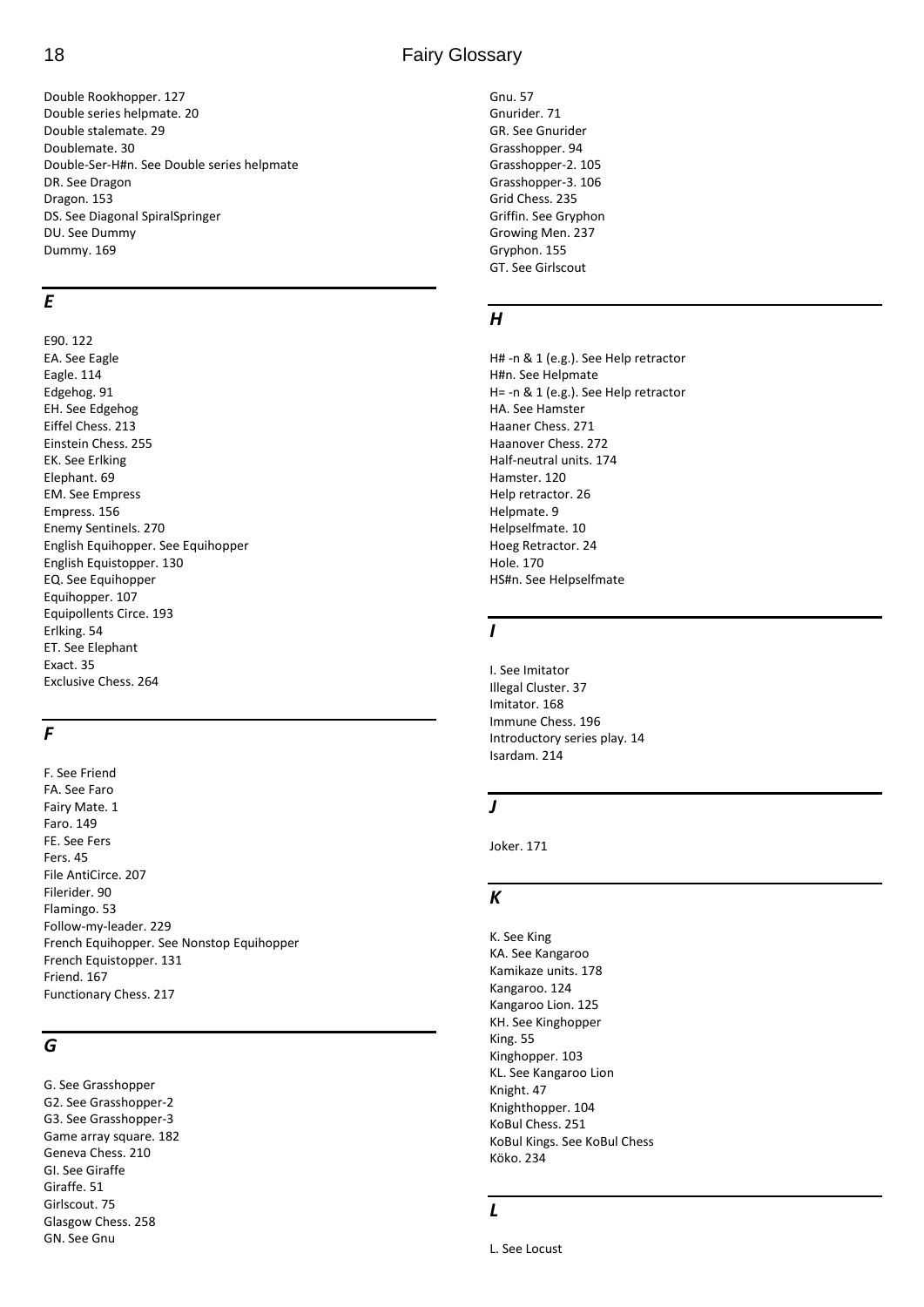Double Rookhopper. 127
Double series helpmate. 20
Double stalemate. 29
Doublemate. 30
Double-Ser-H#n. See Double series helpmate
DR. See Dragon
Dragon. 153
DS. See Diagonal SpiralSpringer
DU. See Dummy
Dummy. 169

## *E*

E90. 122
EA. See Eagle
Eagle. 114
Edgehog. 91
EH. See Edgehog
Eiffel Chess. 213
Einstein Chess. 255
EK. See Erlking
Elephant. 69
EM. See Empress
Empress. 156
Enemy Sentinels. 270
English Equihopper. See Equihopper
English Equistopper. 130
EQ. See Equihopper
Equihopper. 107
Equipollents Circe. 193
Erlking. 54
ET. See Elephant
Exact. 35
Exclusive Chess. 264

## *F*

F. See Friend
FA. See Faro
Fairy Mate. 1
Faro. 149
FE. See Fers
Fers. 45
File AntiCirce. 207
Filerider. 90
Flamingo. 53
Follow-my-leader. 229
French Equihopper. See Nonstop Equihopper
French Equistopper. 131
Friend. 167
Functionary Chess. 217

## *G*

G. See Grasshopper
G2. See Grasshopper-2
G3. See Grasshopper-3
Game array square. 182
Geneva Chess. 210
GI. See Giraffe
Giraffe. 51
Girlscout. 75
Glasgow Chess. 258
GN. See Gnu
Gnu. 57
Gnurider. 71
GR. See Gnurider
Grasshopper. 94
Grasshopper-2. 105
Grasshopper-3. 106
Grid Chess. 235
Griffin. See Gryphon
Growing Men. 237
Gryphon. 155
GT. See Girlscout

## *H*

H# -n & 1 (e.g.). See Help retractor
H#n. See Helpmate
H= -n & 1 (e.g.). See Help retractor
HA. See Hamster
Haaner Chess. 271
Haanover Chess. 272
Half-neutral units. 174
Hamster. 120
Help retractor. 26
Helpmate. 9
Helpselfmate. 10
Hoeg Retractor. 24
Hole. 170
HS#n. See Helpselfmate

## *I*

I. See Imitator
Illegal Cluster. 37
Imitator. 168
Immune Chess. 196
Introductory series play. 14
Isardam. 214

## *J*

Joker. 171

## *K*

K. See King
KA. See Kangaroo
Kamikaze units. 178
Kangaroo. 124
Kangaroo Lion. 125
KH. See Kinghopper
King. 55
Kinghopper. 103
KL. See Kangaroo Lion
Knight. 47
Knighthopper. 104
KoBul Chess. 251
KoBul Kings. See KoBul Chess
Köko. 234

## *L*

L. See Locust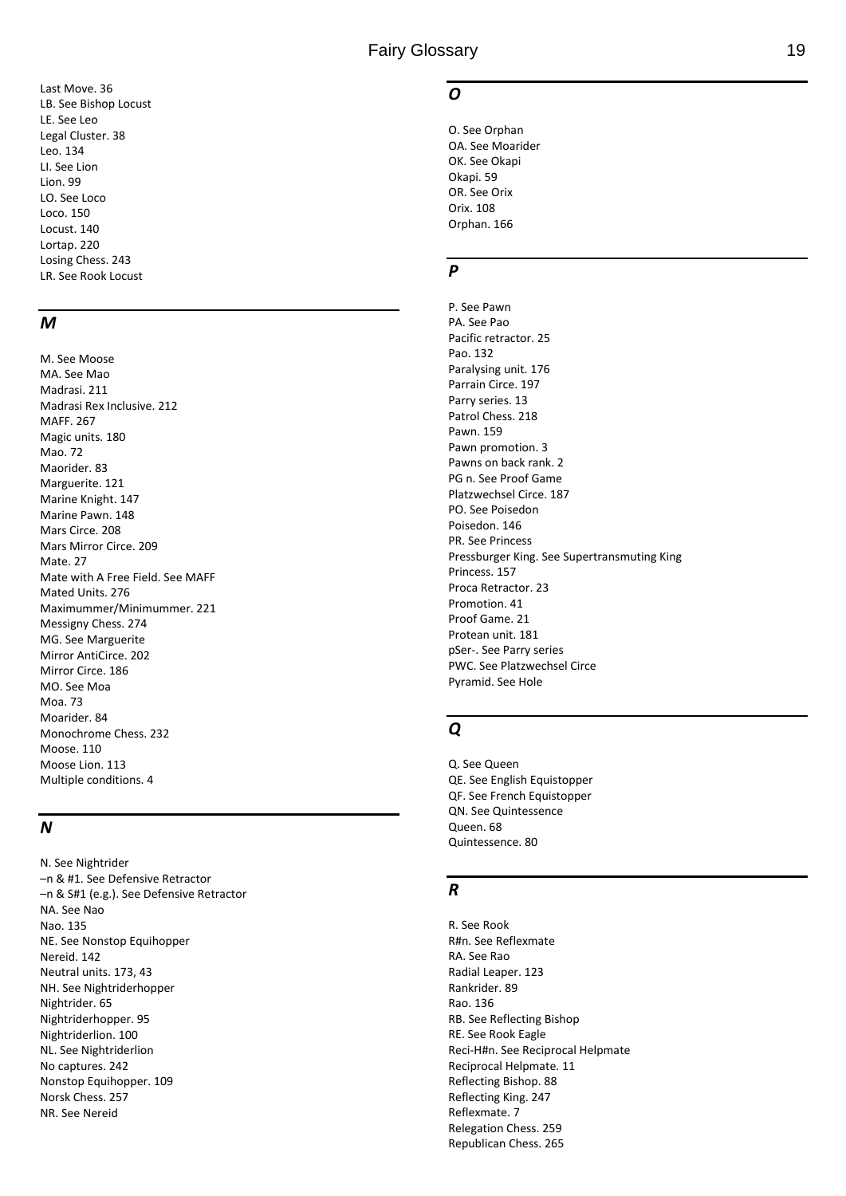Last Move. 36
LB. See Bishop Locust
LE. See Leo
Legal Cluster. 38
Leo. 134
LI. See Lion
Lion. 99
LO. See Loco
Loco. 150
Locust. 140
Lortap. 220
Losing Chess. 243
LR. See Rook Locust

## *M*

M. See Moose
MA. See Mao
Madrasi. 211
Madrasi Rex Inclusive. 212
MAFF. 267
Magic units. 180
Mao. 72
Maorider. 83
Marguerite. 121
Marine Knight. 147
Marine Pawn. 148
Mars Circe. 208
Mars Mirror Circe. 209
Mate. 27
Mate with A Free Field. See MAFF
Mated Units. 276
Maximummer/Minimummer. 221
Messigny Chess. 274
MG. See Marguerite
Mirror AntiCirce. 202
Mirror Circe. 186
MO. See Moa
Moa. 73
Moarider. 84
Monochrome Chess. 232
Moose. 110
Moose Lion. 113
Multiple conditions. 4

## *N*

N. See Nightrider
–n & #1. See Defensive Retractor
–n & S#1 (e.g.). See Defensive Retractor
NA. See Nao
Nao. 135
NE. See Nonstop Equihopper
Nereid. 142
Neutral units. 173, 43
NH. See Nightriderhopper
Nightrider. 65
Nightriderhopper. 95
Nightriderlion. 100
NL. See Nightriderlion
No captures. 242
Nonstop Equihopper. 109
Norsk Chess. 257
NR. See Nereid

## *O*

O. See Orphan
OA. See Moarider
OK. See Okapi
Okapi. 59
OR. See Orix
Orix. 108
Orphan. 166

## *P*

P. See Pawn
PA. See Pao
Pacific retractor. 25
Pao. 132
Paralysing unit. 176
Parrain Circe. 197
Parry series. 13
Patrol Chess. 218
Pawn. 159
Pawn promotion. 3
Pawns on back rank. 2
PG n. See Proof Game
Platzwechsel Circe. 187
PO. See Poisedon
Poisedon. 146
PR. See Princess
Pressburger King. See Supertransmuting King
Princess. 157
Proca Retractor. 23
Promotion. 41
Proof Game. 21
Protean unit. 181
pSer-. See Parry series
PWC. See Platzwechsel Circe
Pyramid. See Hole

## *Q*

Q. See Queen
QE. See English Equistopper
QF. See French Equistopper
QN. See Quintessence
Queen. 68
Quintessence. 80

## *R*

R. See Rook
R#n. See Reflexmate
RA. See Rao
Radial Leaper. 123
Rankrider. 89
Rao. 136
RB. See Reflecting Bishop
RE. See Rook Eagle
Reci-H#n. See Reciprocal Helpmate
Reciprocal Helpmate. 11
Reflecting Bishop. 88
Reflecting King. 247
Reflexmate. 7
Relegation Chess. 259
Republican Chess. 265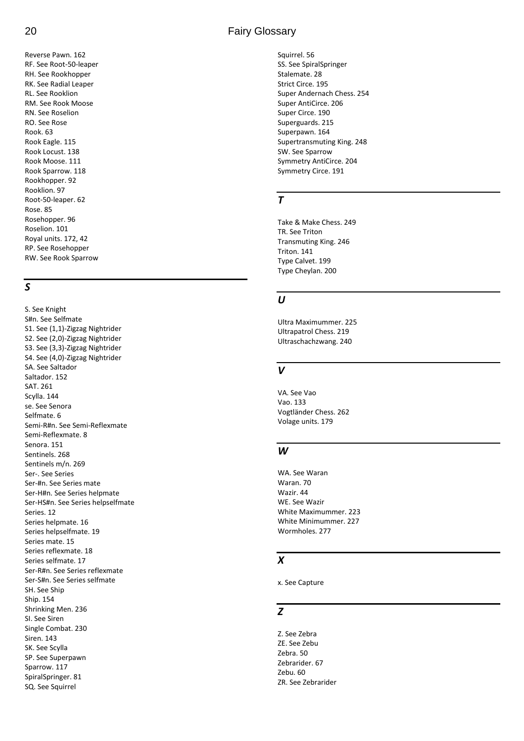Reverse Pawn. 162
RF. See Root-50-leaper
RH. See Rookhopper
RK. See Radial Leaper
RL. See Rooklion
RM. See Rook Moose
RN. See Roselion
RO. See Rose
Rook. 63
Rook Eagle. 115
Rook Locust. 138
Rook Moose. 111
Rook Sparrow. 118
Rookhopper. 92
Rooklion. 97
Root-50-leaper. 62
Rose. 85
Rosehopper. 96
Roselion. 101
Royal units. 172, 42
RP. See Rosehopper
RW. See Rook Sparrow

## *S*

S. See Knight
S#n. See Selfmate
S1. See (1,1)-Zigzag Nightrider
S2. See (2,0)-Zigzag Nightrider
S3. See (3,3)-Zigzag Nightrider
S4. See (4,0)-Zigzag Nightrider
SA. See Saltador
Saltador. 152
SAT. 261
Scylla. 144
se. See Senora
Selfmate. 6
Semi-R#n. See Semi-Reflexmate
Semi-Reflexmate. 8
Senora. 151
Sentinels. 268
Sentinels m/n. 269
Ser-. See Series
Ser-#n. See Series mate
Ser-H#n. See Series helpmate
Ser-HS#n. See Series helpselfmate
Series. 12
Series helpmate. 16
Series helpselfmate. 19
Series mate. 15
Series reflexmate. 18
Series selfmate. 17
Ser-R#n. See Series reflexmate
Ser-S#n. See Series selfmate
SH. See Ship
Ship. 154
Shrinking Men. 236
SI. See Siren
Single Combat. 230
Siren. 143
SK. See Scylla
SP. See Superpawn
Sparrow. 117
SpiralSpringer. 81
SQ. See Squirrel
Squirrel. 56
SS. See SpiralSpringer
Stalemate. 28
Strict Circe. 195
Super Andernach Chess. 254
Super AntiCirce. 206
Super Circe. 190
Superguards. 215
Superpawn. 164
Supertransmuting King. 248
SW. See Sparrow
Symmetry AntiCirce. 204
Symmetry Circe. 191

## *T*

Take & Make Chess. 249
TR. See Triton
Transmuting King. 246
Triton. 141
Type Calvet. 199
Type Cheylan. 200

## *U*

Ultra Maximummer. 225
Ultrapatrol Chess. 219
Ultraschachzwang. 240

## *V*

VA. See Vao
Vao. 133
Vogtländer Chess. 262
Volage units. 179

## *W*

WA. See Waran
Waran. 70
Wazir. 44
WE. See Wazir
White Maximummer. 223
White Minimummer. 227
Wormholes. 277

## *X*

x. See Capture

## *Z*

Z. See Zebra
ZE. See Zebu
Zebra. 50
Zebrarider. 67
Zebu. 60
ZR. See Zebrarider